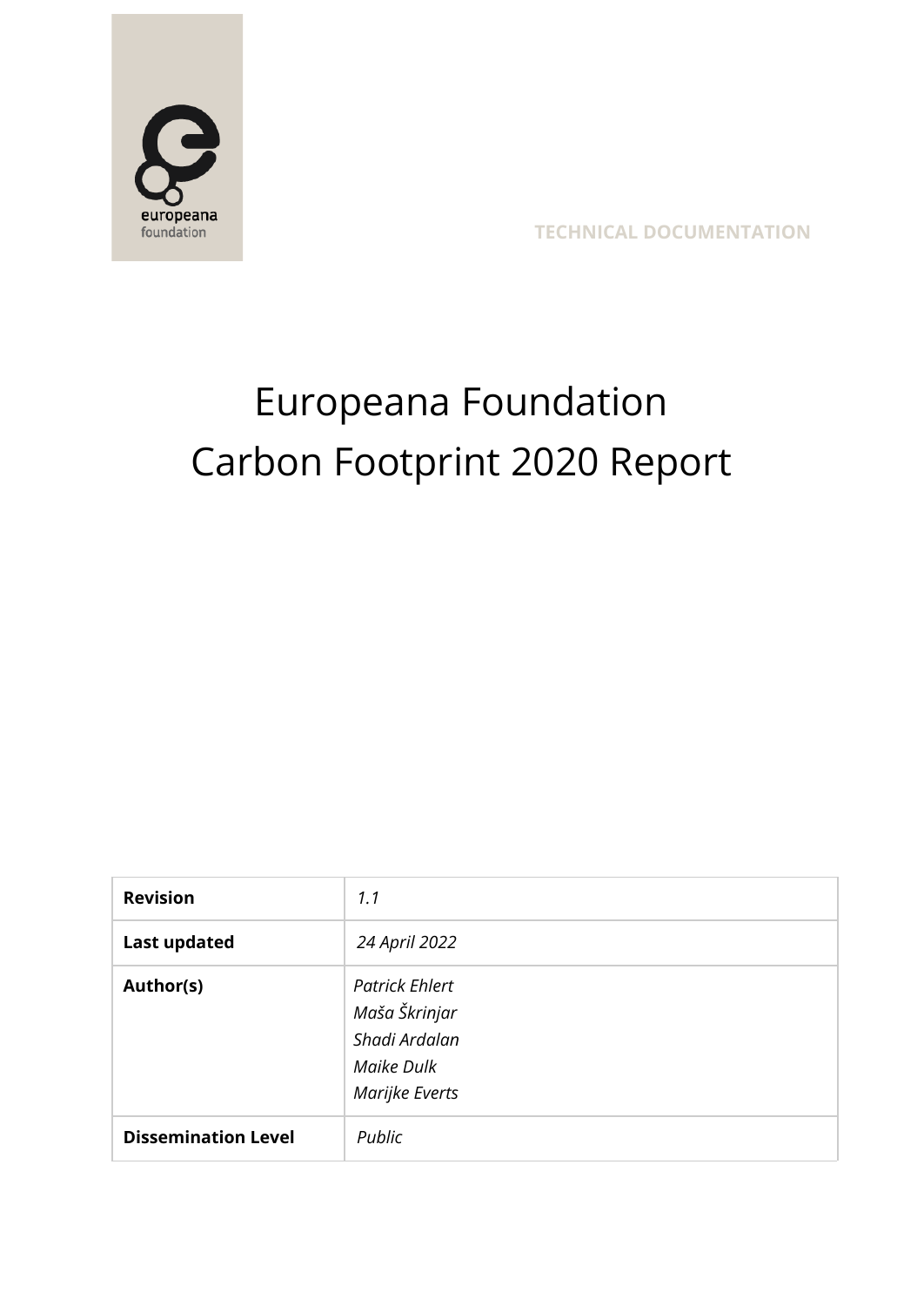europeana foundation

TECHNICAL DOCUMENTATION

# Europeana Foundation Carbon Footprint 2020 Report

| **Revision** | *1.1* |
|---|---|
| **Last updated** | *24 April 2022* |
| **Author(s)** | *Patrick Ehlert*<br>*Maša Škrinjar*<br>*Shadi Ardalan*<br>*Maike Dulk*<br>*Marijke Everts* |
| **Dissemination Level** | *Public* |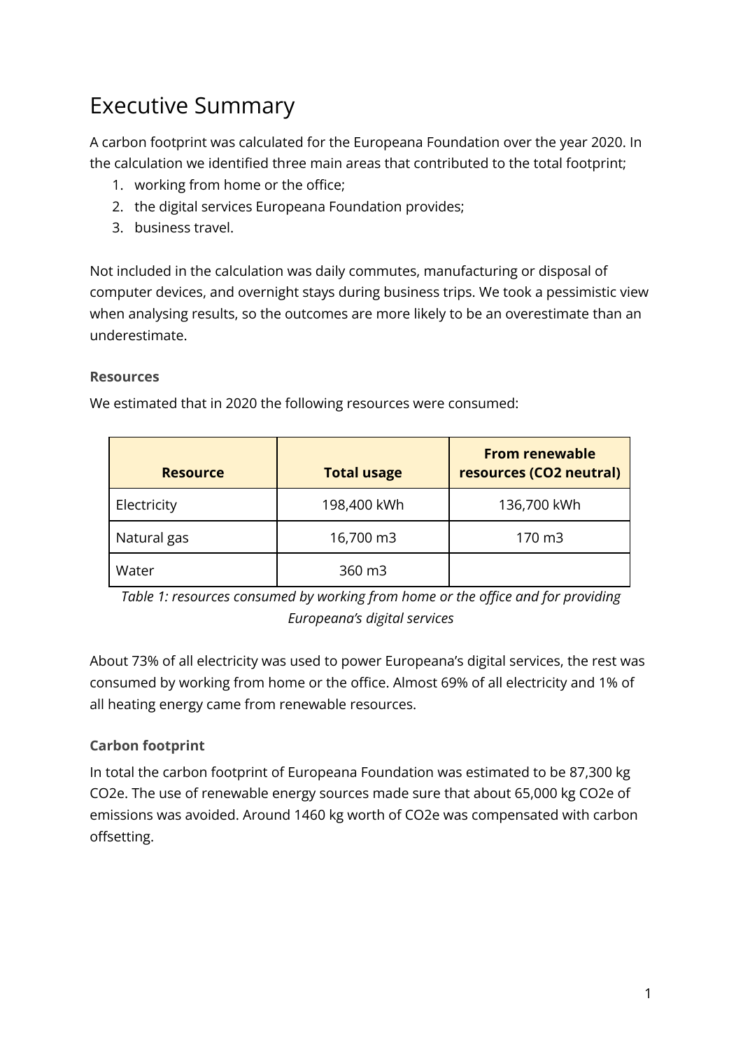# Executive Summary

A carbon footprint was calculated for the Europeana Foundation over the year 2020. In the calculation we identified three main areas that contributed to the total footprint;

1. working from home or the office;
2. the digital services Europeana Foundation provides;
3. business travel.

Not included in the calculation was daily commutes, manufacturing or disposal of computer devices, and overnight stays during business trips. We took a pessimistic view when analysing results, so the outcomes are more likely to be an overestimate than an underestimate.

### Resources

We estimated that in 2020 the following resources were consumed:

| Resource | Total usage | From renewable resources ($CO_2$ neutral) |
|---|---|---|
| Electricity | 198,400 kWh | 136,700 kWh |
| Natural gas | 16,700 m3 | 170 m3 |
| Water | 360 m3 | |

*Table 1: resources consumed by working from home or the office and for providing Europeana's digital services*

About 73% of all electricity was used to power Europeana's digital services, the rest was consumed by working from home or the office. Almost 69% of all electricity and 1% of all heating energy came from renewable resources.

### Carbon footprint

In total the carbon footprint of Europeana Foundation was estimated to be 87,300 kg $CO_2e$. The use of renewable energy sources made sure that about 65,000 kg $CO_2e$ of emissions was avoided. Around 1460 kg worth of $CO_2e$ was compensated with carbon offsetting.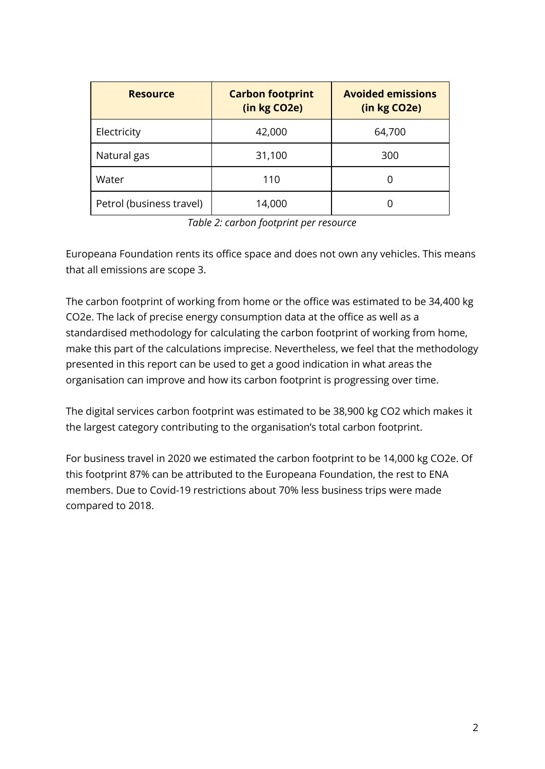| Resource | Carbon footprint (in kg $CO_2e$) | Avoided emissions (in kg $CO_2e$) |
|---|---|---|
| Electricity | 42,000 | 64,700 |
| Natural gas | 31,100 | 300 |
| Water | 110 | 0 |
| Petrol (business travel) | 14,000 | 0 |

*Table 2: carbon footprint per resource*

Europeana Foundation rents its office space and does not own any vehicles. This means that all emissions are scope 3.

The carbon footprint of working from home or the office was estimated to be 34,400 kg $CO_2e$. The lack of precise energy consumption data at the office as well as a standardised methodology for calculating the carbon footprint of working from home, make this part of the calculations imprecise. Nevertheless, we feel that the methodology presented in this report can be used to get a good indication in what areas the organisation can improve and how its carbon footprint is progressing over time.

The digital services carbon footprint was estimated to be 38,900 kg $CO_2$ which makes it the largest category contributing to the organisation's total carbon footprint.

For business travel in 2020 we estimated the carbon footprint to be 14,000 kg $CO_2e$. Of this footprint 87% can be attributed to the Europeana Foundation, the rest to ENA members. Due to Covid-19 restrictions about 70% less business trips were made compared to 2018.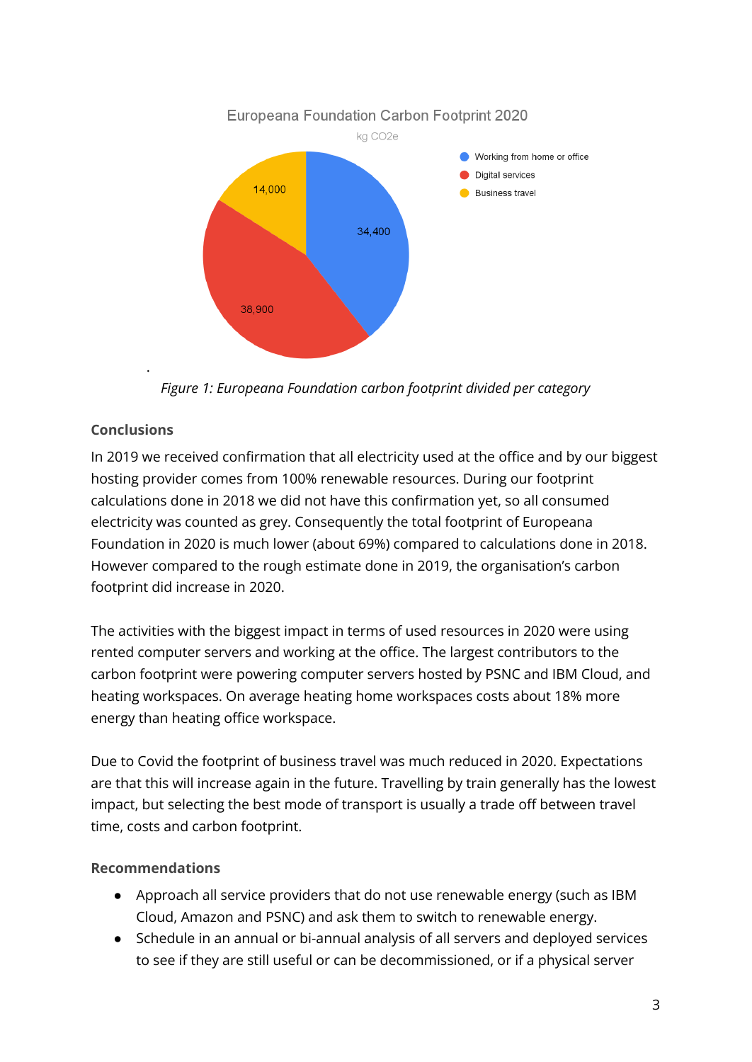Europeana Foundation Carbon Footprint 2020

kg CO2e

- Working from home or office: 34,400
- Digital services: 38,900
- Business travel: 14,000

*Figure 1: Europeana Foundation carbon footprint divided per category*

**Conclusions**

In 2019 we received confirmation that all electricity used at the office and by our biggest hosting provider comes from 100% renewable resources. During our footprint calculations done in 2018 we did not have this confirmation yet, so all consumed electricity was counted as grey. Consequently the total footprint of Europeana Foundation in 2020 is much lower (about 69%) compared to calculations done in 2018. However compared to the rough estimate done in 2019, the organisation's carbon footprint did increase in 2020.

The activities with the biggest impact in terms of used resources in 2020 were using rented computer servers and working at the office. The largest contributors to the carbon footprint were powering computer servers hosted by PSNC and IBM Cloud, and heating workspaces. On average heating home workspaces costs about 18% more energy than heating office workspace.

Due to Covid the footprint of business travel was much reduced in 2020. Expectations are that this will increase again in the future. Travelling by train generally has the lowest impact, but selecting the best mode of transport is usually a trade off between travel time, costs and carbon footprint.

**Recommendations**

- Approach all service providers that do not use renewable energy (such as IBM Cloud, Amazon and PSNC) and ask them to switch to renewable energy.
- Schedule in an annual or bi-annual analysis of all servers and deployed services to see if they are still useful or can be decommissioned, or if a physical server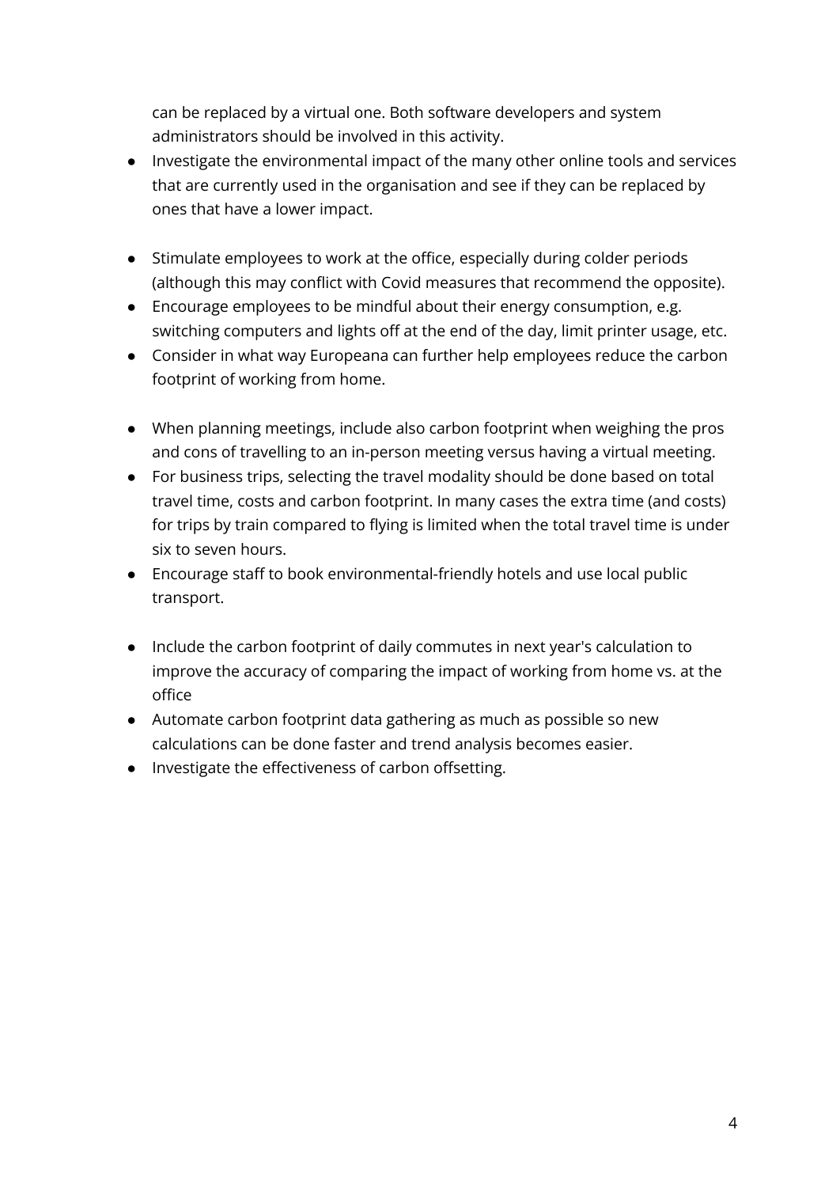can be replaced by a virtual one. Both software developers and system administrators should be involved in this activity.

- Investigate the environmental impact of the many other online tools and services that are currently used in the organisation and see if they can be replaced by ones that have a lower impact.

- Stimulate employees to work at the office, especially during colder periods (although this may conflict with Covid measures that recommend the opposite).
- Encourage employees to be mindful about their energy consumption, e.g. switching computers and lights off at the end of the day, limit printer usage, etc.
- Consider in what way Europeana can further help employees reduce the carbon footprint of working from home.

- When planning meetings, include also carbon footprint when weighing the pros and cons of travelling to an in-person meeting versus having a virtual meeting.
- For business trips, selecting the travel modality should be done based on total travel time, costs and carbon footprint. In many cases the extra time (and costs) for trips by train compared to flying is limited when the total travel time is under six to seven hours.
- Encourage staff to book environmental-friendly hotels and use local public transport.

- Include the carbon footprint of daily commutes in next year's calculation to improve the accuracy of comparing the impact of working from home vs. at the office
- Automate carbon footprint data gathering as much as possible so new calculations can be done faster and trend analysis becomes easier.
- Investigate the effectiveness of carbon offsetting.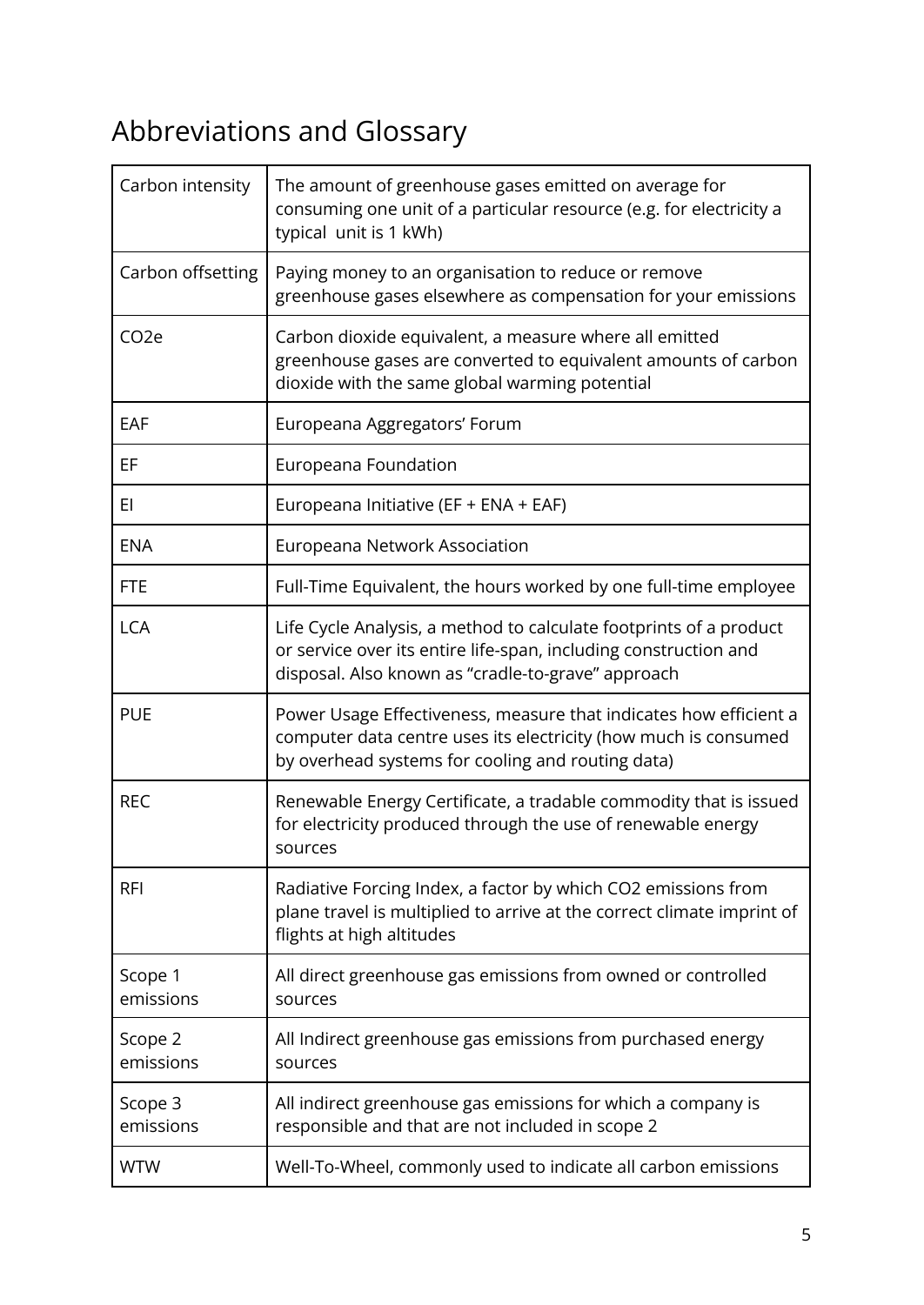# Abbreviations and Glossary

| | |
|---|---|
| Carbon intensity | The amount of greenhouse gases emitted on average for consuming one unit of a particular resource (e.g. for electricity a typical unit is 1 kWh) |
| Carbon offsetting | Paying money to an organisation to reduce or remove greenhouse gases elsewhere as compensation for your emissions |
| CO2e | Carbon dioxide equivalent, a measure where all emitted greenhouse gases are converted to equivalent amounts of carbon dioxide with the same global warming potential |
| EAF | Europeana Aggregators' Forum |
| EF | Europeana Foundation |
| EI | Europeana Initiative (EF + ENA + EAF) |
| ENA | Europeana Network Association |
| FTE | Full-Time Equivalent, the hours worked by one full-time employee |
| LCA | Life Cycle Analysis, a method to calculate footprints of a product or service over its entire life-span, including construction and disposal. Also known as "cradle-to-grave" approach |
| PUE | Power Usage Effectiveness, measure that indicates how efficient a computer data centre uses its electricity (how much is consumed by overhead systems for cooling and routing data) |
| REC | Renewable Energy Certificate, a tradable commodity that is issued for electricity produced through the use of renewable energy sources |
| RFI | Radiative Forcing Index, a factor by which CO2 emissions from plane travel is multiplied to arrive at the correct climate imprint of flights at high altitudes |
| Scope 1 emissions | All direct greenhouse gas emissions from owned or controlled sources |
| Scope 2 emissions | All Indirect greenhouse gas emissions from purchased energy sources |
| Scope 3 emissions | All indirect greenhouse gas emissions for which a company is responsible and that are not included in scope 2 |
| WTW | Well-To-Wheel, commonly used to indicate all carbon emissions |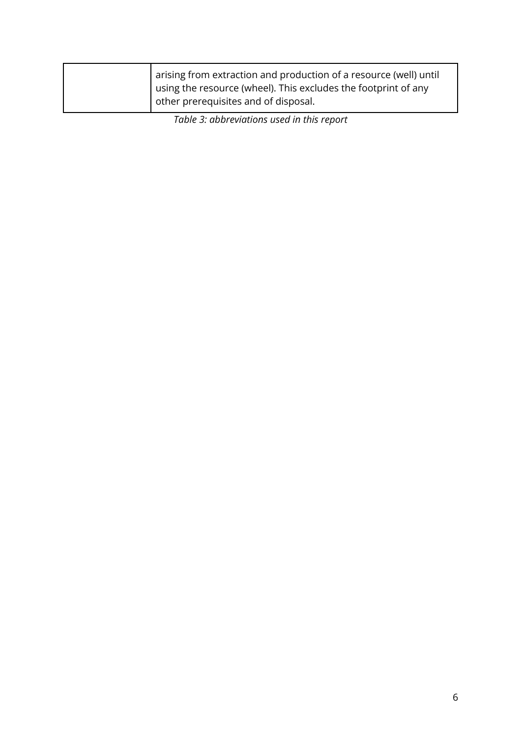| | |
|---|---|
| | arising from extraction and production of a resource (well) until using the resource (wheel). This excludes the footprint of any other prerequisites and of disposal. |

*Table 3: abbreviations used in this report*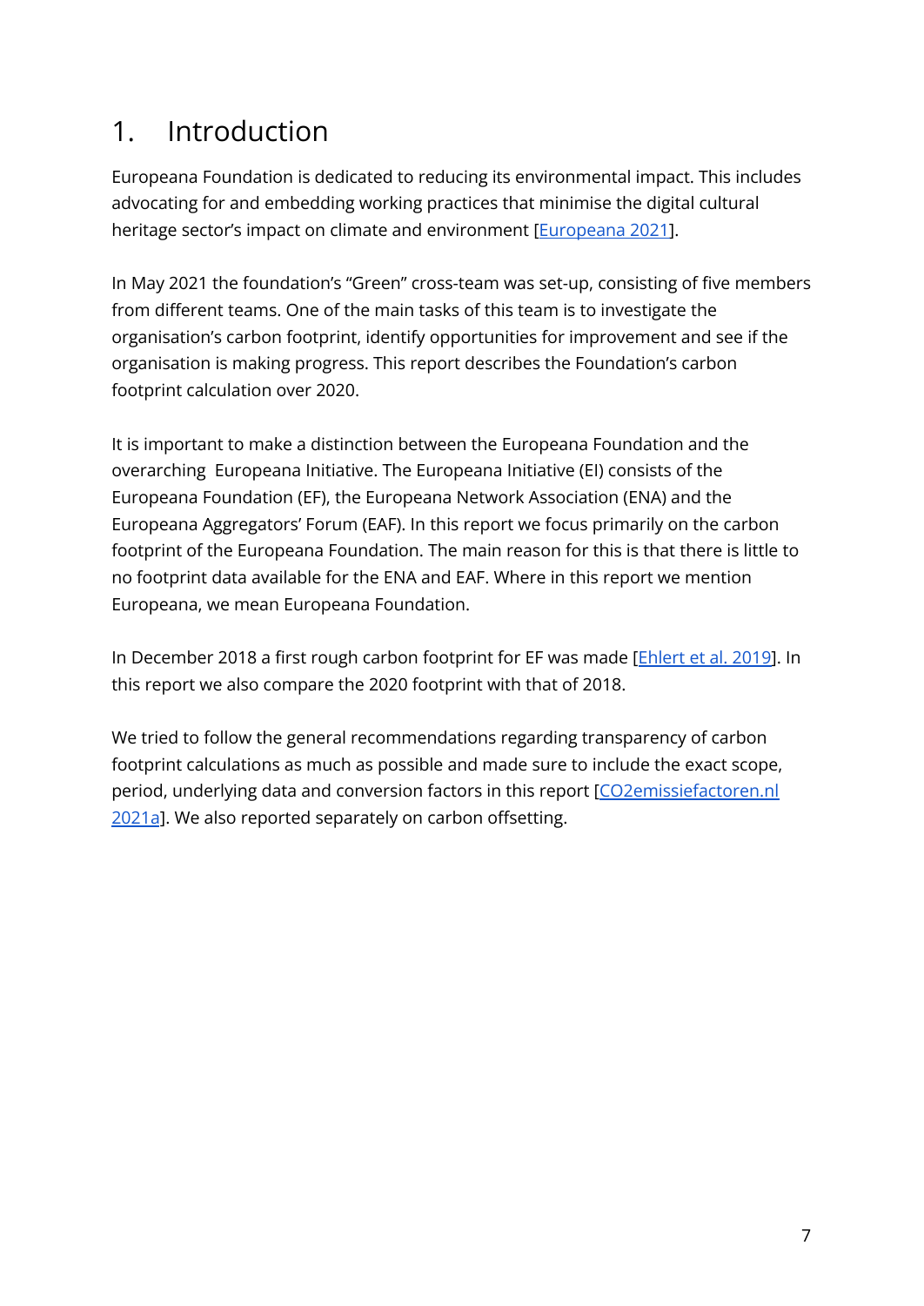# 1. Introduction

Europeana Foundation is dedicated to reducing its environmental impact. This includes advocating for and embedding working practices that minimise the digital cultural heritage sector's impact on climate and environment [Europeana 2021].

In May 2021 the foundation's "Green" cross-team was set-up, consisting of five members from different teams. One of the main tasks of this team is to investigate the organisation's carbon footprint, identify opportunities for improvement and see if the organisation is making progress. This report describes the Foundation's carbon footprint calculation over 2020.

It is important to make a distinction between the Europeana Foundation and the overarching  Europeana Initiative. The Europeana Initiative (EI) consists of the Europeana Foundation (EF), the Europeana Network Association (ENA) and the Europeana Aggregators' Forum (EAF). In this report we focus primarily on the carbon footprint of the Europeana Foundation. The main reason for this is that there is little to no footprint data available for the ENA and EAF. Where in this report we mention Europeana, we mean Europeana Foundation.

In December 2018 a first rough carbon footprint for EF was made [Ehlert et al. 2019]. In this report we also compare the 2020 footprint with that of 2018.

We tried to follow the general recommendations regarding transparency of carbon footprint calculations as much as possible and made sure to include the exact scope, period, underlying data and conversion factors in this report [CO2emissiefactoren.nl 2021a]. We also reported separately on carbon offsetting.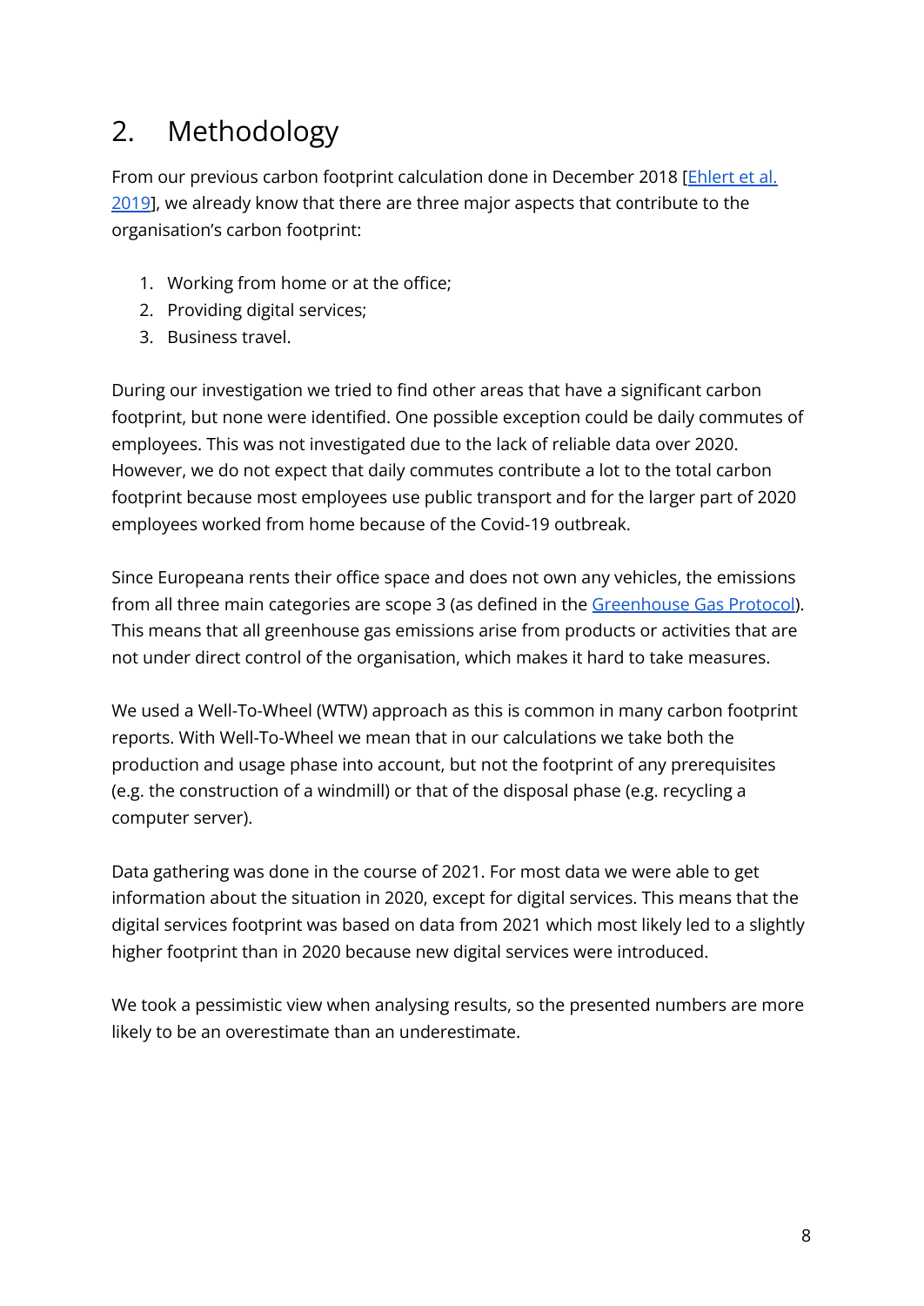## 2. Methodology

From our previous carbon footprint calculation done in December 2018 [Ehlert et al. 2019], we already know that there are three major aspects that contribute to the organisation's carbon footprint:

1. Working from home or at the office;
2. Providing digital services;
3. Business travel.

During our investigation we tried to find other areas that have a significant carbon footprint, but none were identified. One possible exception could be daily commutes of employees. This was not investigated due to the lack of reliable data over 2020. However, we do not expect that daily commutes contribute a lot to the total carbon footprint because most employees use public transport and for the larger part of 2020 employees worked from home because of the Covid-19 outbreak.

Since Europeana rents their office space and does not own any vehicles, the emissions from all three main categories are scope 3 (as defined in the Greenhouse Gas Protocol). This means that all greenhouse gas emissions arise from products or activities that are not under direct control of the organisation, which makes it hard to take measures.

We used a Well-To-Wheel (WTW) approach as this is common in many carbon footprint reports. With Well-To-Wheel we mean that in our calculations we take both the production and usage phase into account, but not the footprint of any prerequisites (e.g. the construction of a windmill) or that of the disposal phase (e.g. recycling a computer server).

Data gathering was done in the course of 2021. For most data we were able to get information about the situation in 2020, except for digital services. This means that the digital services footprint was based on data from 2021 which most likely led to a slightly higher footprint than in 2020 because new digital services were introduced.

We took a pessimistic view when analysing results, so the presented numbers are more likely to be an overestimate than an underestimate.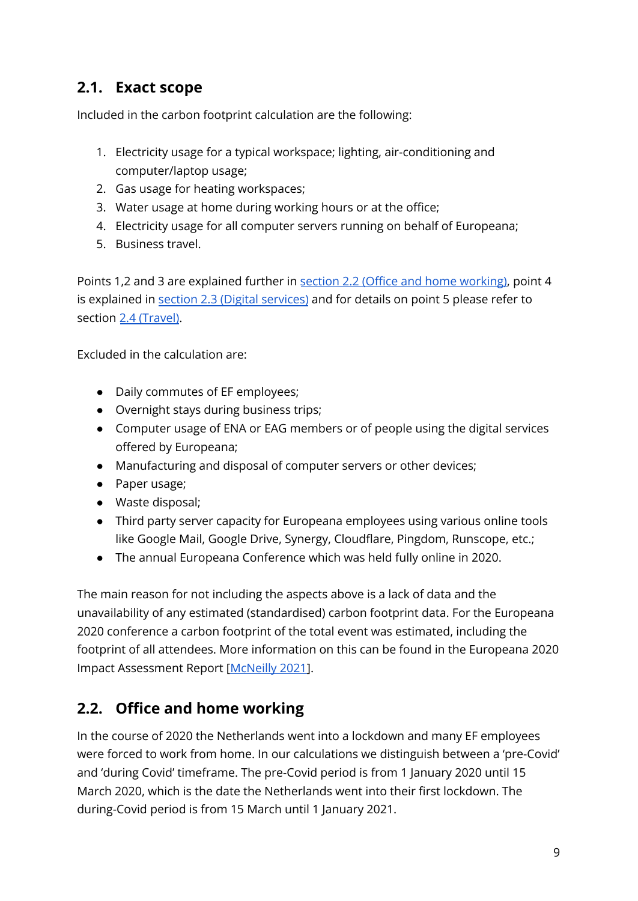## 2.1. Exact scope

Included in the carbon footprint calculation are the following:

1. Electricity usage for a typical workspace; lighting, air-conditioning and computer/laptop usage;
2. Gas usage for heating workspaces;
3. Water usage at home during working hours or at the office;
4. Electricity usage for all computer servers running on behalf of Europeana;
5. Business travel.

Points 1,2 and 3 are explained further in section 2.2 (Office and home working), point 4 is explained in section 2.3 (Digital services) and for details on point 5 please refer to section 2.4 (Travel).

Excluded in the calculation are:

- Daily commutes of EF employees;
- Overnight stays during business trips;
- Computer usage of ENA or EAG members or of people using the digital services offered by Europeana;
- Manufacturing and disposal of computer servers or other devices;
- Paper usage;
- Waste disposal;
- Third party server capacity for Europeana employees using various online tools like Google Mail, Google Drive, Synergy, Cloudflare, Pingdom, Runscope, etc.;
- The annual Europeana Conference which was held fully online in 2020.

The main reason for not including the aspects above is a lack of data and the unavailability of any estimated (standardised) carbon footprint data. For the Europeana 2020 conference a carbon footprint of the total event was estimated, including the footprint of all attendees. More information on this can be found in the Europeana 2020 Impact Assessment Report [McNeilly 2021].

## 2.2. Office and home working

In the course of 2020 the Netherlands went into a lockdown and many EF employees were forced to work from home. In our calculations we distinguish between a 'pre-Covid' and 'during Covid' timeframe. The pre-Covid period is from 1 January 2020 until 15 March 2020, which is the date the Netherlands went into their first lockdown. The during-Covid period is from 15 March until 1 January 2021.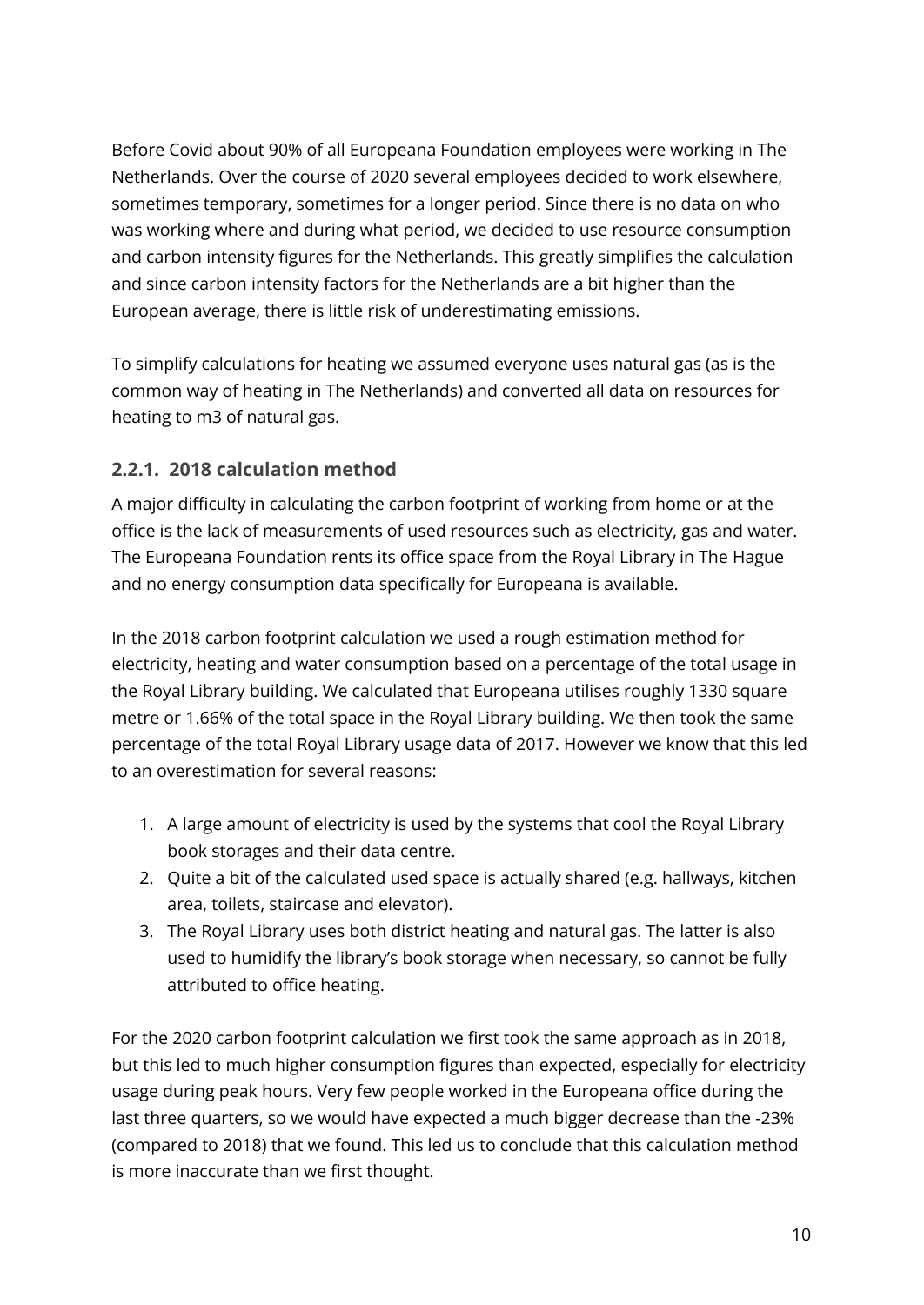Before Covid about 90% of all Europeana Foundation employees were working in The Netherlands. Over the course of 2020 several employees decided to work elsewhere, sometimes temporary, sometimes for a longer period. Since there is no data on who was working where and during what period, we decided to use resource consumption and carbon intensity figures for the Netherlands. This greatly simplifies the calculation and since carbon intensity factors for the Netherlands are a bit higher than the European average, there is little risk of underestimating emissions.

To simplify calculations for heating we assumed everyone uses natural gas (as is the common way of heating in The Netherlands) and converted all data on resources for heating to m3 of natural gas.

### 2.2.1. 2018 calculation method

A major difficulty in calculating the carbon footprint of working from home or at the office is the lack of measurements of used resources such as electricity, gas and water. The Europeana Foundation rents its office space from the Royal Library in The Hague and no energy consumption data specifically for Europeana is available.

In the 2018 carbon footprint calculation we used a rough estimation method for electricity, heating and water consumption based on a percentage of the total usage in the Royal Library building. We calculated that Europeana utilises roughly 1330 square metre or 1.66% of the total space in the Royal Library building. We then took the same percentage of the total Royal Library usage data of 2017. However we know that this led to an overestimation for several reasons:

1. A large amount of electricity is used by the systems that cool the Royal Library book storages and their data centre.
2. Quite a bit of the calculated used space is actually shared (e.g. hallways, kitchen area, toilets, staircase and elevator).
3. The Royal Library uses both district heating and natural gas. The latter is also used to humidify the library's book storage when necessary, so cannot be fully attributed to office heating.

For the 2020 carbon footprint calculation we first took the same approach as in 2018, but this led to much higher consumption figures than expected, especially for electricity usage during peak hours. Very few people worked in the Europeana office during the last three quarters, so we would have expected a much bigger decrease than the -23% (compared to 2018) that we found. This led us to conclude that this calculation method is more inaccurate than we first thought.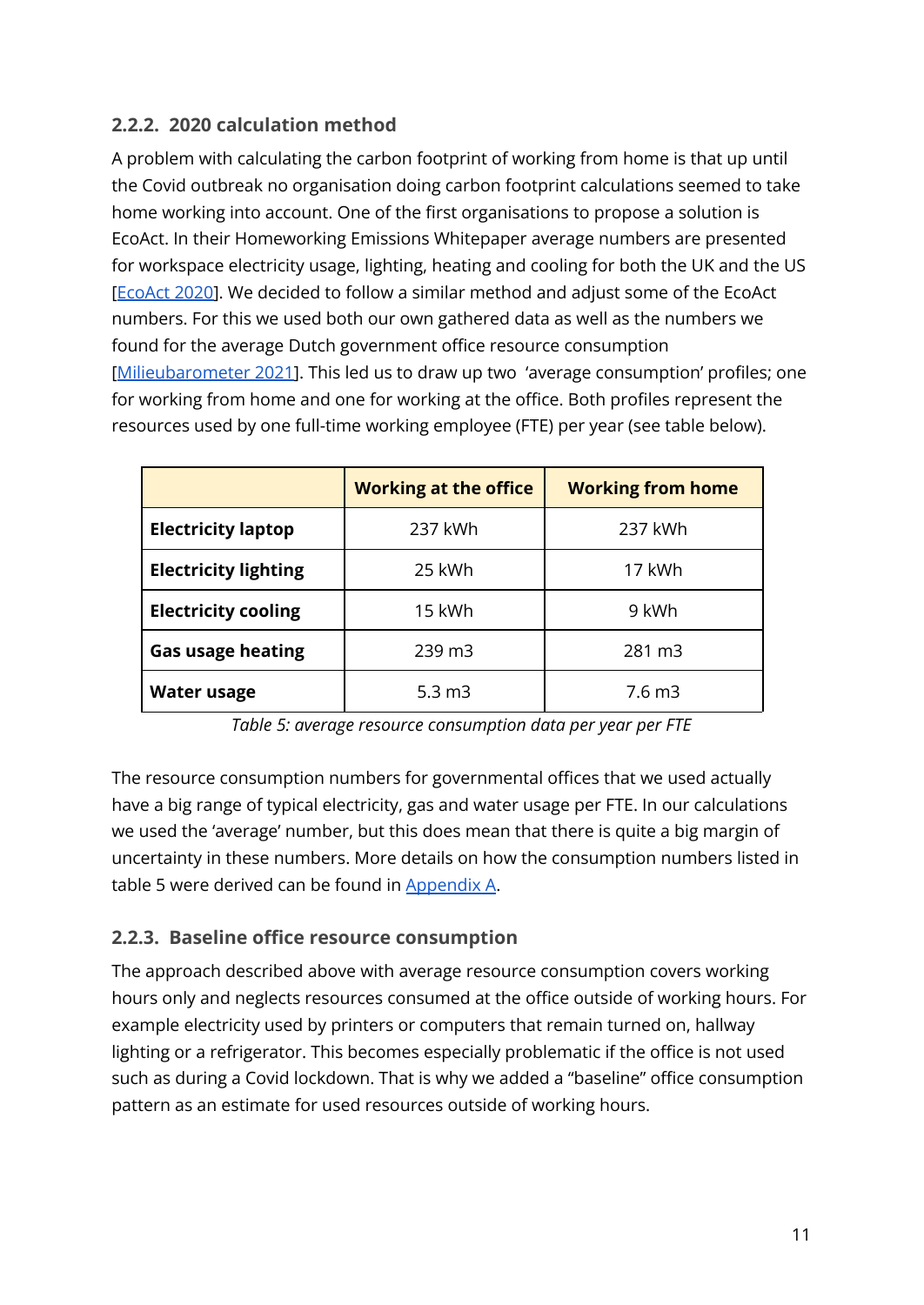### 2.2.2. 2020 calculation method

A problem with calculating the carbon footprint of working from home is that up until the Covid outbreak no organisation doing carbon footprint calculations seemed to take home working into account. One of the first organisations to propose a solution is EcoAct. In their Homeworking Emissions Whitepaper average numbers are presented for workspace electricity usage, lighting, heating and cooling for both the UK and the US [EcoAct 2020]. We decided to follow a similar method and adjust some of the EcoAct numbers. For this we used both our own gathered data as well as the numbers we found for the average Dutch government office resource consumption [Milieubarometer 2021]. This led us to draw up two 'average consumption' profiles; one for working from home and one for working at the office. Both profiles represent the resources used by one full-time working employee (FTE) per year (see table below).

| | Working at the office | Working from home |
|---|---|---|
| **Electricity laptop** | 237 kWh | 237 kWh |
| **Electricity lighting** | 25 kWh | 17 kWh |
| **Electricity cooling** | 15 kWh | 9 kWh |
| **Gas usage heating** | 239 m3 | 281 m3 |
| **Water usage** | 5.3 m3 | 7.6 m3 |

*Table 5: average resource consumption data per year per FTE*

The resource consumption numbers for governmental offices that we used actually have a big range of typical electricity, gas and water usage per FTE. In our calculations we used the 'average' number, but this does mean that there is quite a big margin of uncertainty in these numbers. More details on how the consumption numbers listed in table 5 were derived can be found in Appendix A.

### 2.2.3. Baseline office resource consumption

The approach described above with average resource consumption covers working hours only and neglects resources consumed at the office outside of working hours. For example electricity used by printers or computers that remain turned on, hallway lighting or a refrigerator. This becomes especially problematic if the office is not used such as during a Covid lockdown. That is why we added a "baseline" office consumption pattern as an estimate for used resources outside of working hours.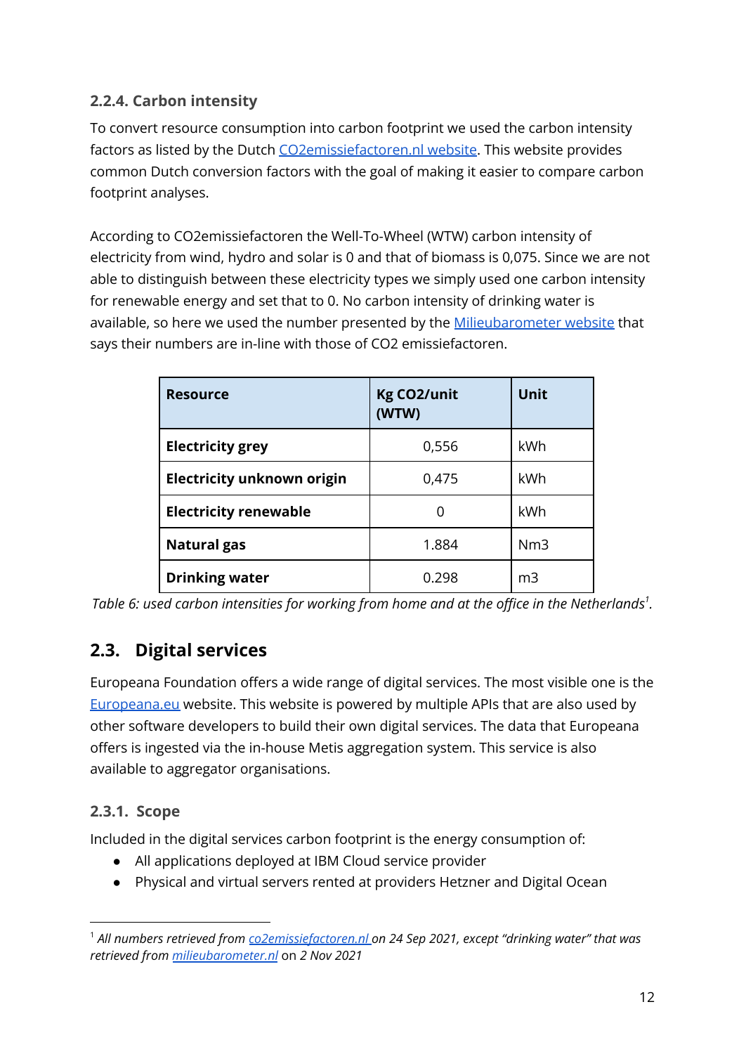### 2.2.4. Carbon intensity

To convert resource consumption into carbon footprint we used the carbon intensity factors as listed by the Dutch CO2emissiefactoren.nl website. This website provides common Dutch conversion factors with the goal of making it easier to compare carbon footprint analyses.

According to CO2emissiefactoren the Well-To-Wheel (WTW) carbon intensity of electricity from wind, hydro and solar is 0 and that of biomass is 0,075. Since we are not able to distinguish between these electricity types we simply used one carbon intensity for renewable energy and set that to 0. No carbon intensity of drinking water is available, so here we used the number presented by the Milieubarometer website that says their numbers are in-line with those of CO2 emissiefactoren.

| Resource | Kg CO2/unit (WTW) | Unit |
|---|---|---|
| **Electricity grey** | 0,556 | kWh |
| **Electricity unknown origin** | 0,475 | kWh |
| **Electricity renewable** | 0 | kWh |
| **Natural gas** | 1.884 | Nm3 |
| **Drinking water** | 0.298 | m3 |

*Table 6: used carbon intensities for working from home and at the office in the Netherlands*[1]*.*

## 2.3. Digital services

Europeana Foundation offers a wide range of digital services. The most visible one is the Europeana.eu website. This website is powered by multiple APIs that are also used by other software developers to build their own digital services. The data that Europeana offers is ingested via the in-house Metis aggregation system. This service is also available to aggregator organisations.

### 2.3.1. Scope

Included in the digital services carbon footprint is the energy consumption of:

- All applications deployed at IBM Cloud service provider
- Physical and virtual servers rented at providers Hetzner and Digital Ocean

[1] *All numbers retrieved from co2emissiefactoren.nl on 24 Sep 2021, except "drinking water" that was retrieved from milieubarometer.nl* on 2 Nov 2021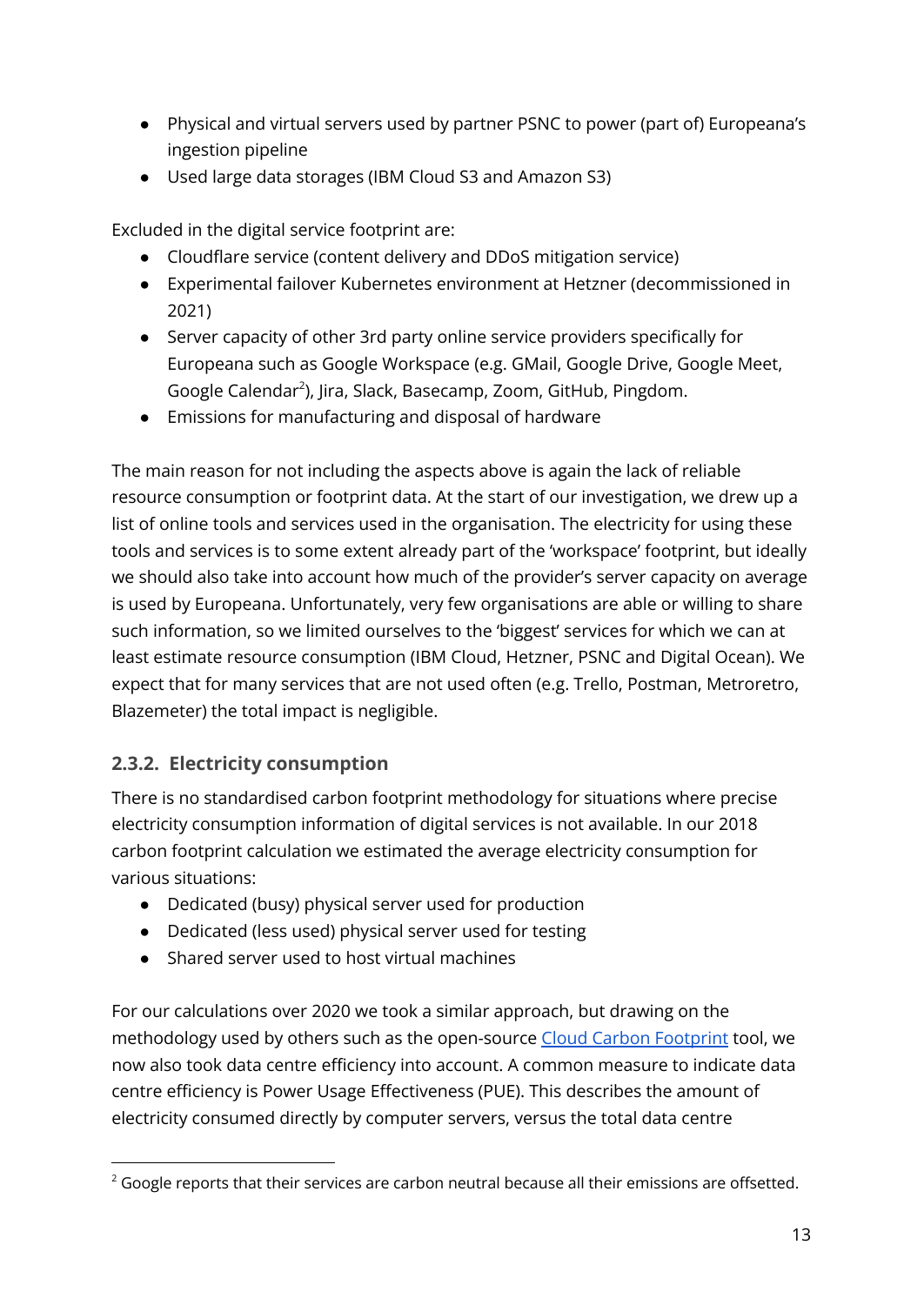- Physical and virtual servers used by partner PSNC to power (part of) Europeana's ingestion pipeline
- Used large data storages (IBM Cloud S3 and Amazon S3)

Excluded in the digital service footprint are:

- Cloudflare service (content delivery and DDoS mitigation service)
- Experimental failover Kubernetes environment at Hetzner (decommissioned in 2021)
- Server capacity of other 3rd party online service providers specifically for Europeana such as Google Workspace (e.g. GMail, Google Drive, Google Meet, Google Calendar[2]), Jira, Slack, Basecamp, Zoom, GitHub, Pingdom.
- Emissions for manufacturing and disposal of hardware

The main reason for not including the aspects above is again the lack of reliable resource consumption or footprint data. At the start of our investigation, we drew up a list of online tools and services used in the organisation. The electricity for using these tools and services is to some extent already part of the 'workspace' footprint, but ideally we should also take into account how much of the provider's server capacity on average is used by Europeana. Unfortunately, very few organisations are able or willing to share such information, so we limited ourselves to the 'biggest' services for which we can at least estimate resource consumption (IBM Cloud, Hetzner, PSNC and Digital Ocean). We expect that for many services that are not used often (e.g. Trello, Postman, Metroretro, Blazemeter) the total impact is negligible.

### 2.3.2. Electricity consumption

There is no standardised carbon footprint methodology for situations where precise electricity consumption information of digital services is not available. In our 2018 carbon footprint calculation we estimated the average electricity consumption for various situations:

- Dedicated (busy) physical server used for production
- Dedicated (less used) physical server used for testing
- Shared server used to host virtual machines

For our calculations over 2020 we took a similar approach, but drawing on the methodology used by others such as the open-source [Cloud Carbon Footprint](Cloud Carbon Footprint) tool, we now also took data centre efficiency into account. A common measure to indicate data centre efficiency is Power Usage Effectiveness (PUE). This describes the amount of electricity consumed directly by computer servers, versus the total data centre

[2] Google reports that their services are carbon neutral because all their emissions are offsetted.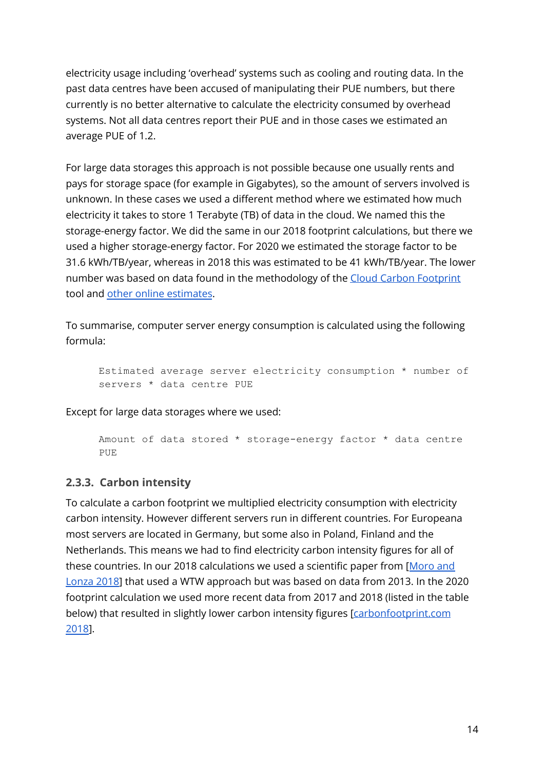electricity usage including 'overhead' systems such as cooling and routing data. In the past data centres have been accused of manipulating their PUE numbers, but there currently is no better alternative to calculate the electricity consumed by overhead systems. Not all data centres report their PUE and in those cases we estimated an average PUE of 1.2.

For large data storages this approach is not possible because one usually rents and pays for storage space (for example in Gigabytes), so the amount of servers involved is unknown. In these cases we used a different method where we estimated how much electricity it takes to store 1 Terabyte (TB) of data in the cloud. We named this the storage-energy factor. We did the same in our 2018 footprint calculations, but there we used a higher storage-energy factor. For 2020 we estimated the storage factor to be 31.6 kWh/TB/year, whereas in 2018 this was estimated to be 41 kWh/TB/year. The lower number was based on data found in the methodology of the [Cloud Carbon Footprint](#) tool and [other online estimates](#).

To summarise, computer server energy consumption is calculated using the following formula:

```
Estimated average server electricity consumption * number of
servers * data centre PUE
```

Except for large data storages where we used:

```
Amount of data stored * storage-energy factor * data centre
PUE
```

### 2.3.3. Carbon intensity

To calculate a carbon footprint we multiplied electricity consumption with electricity carbon intensity. However different servers run in different countries. For Europeana most servers are located in Germany, but some also in Poland, Finland and the Netherlands. This means we had to find electricity carbon intensity figures for all of these countries. In our 2018 calculations we used a scientific paper from [Moro and Lonza 2018] that used a WTW approach but was based on data from 2013. In the 2020 footprint calculation we used more recent data from 2017 and 2018 (listed in the table below) that resulted in slightly lower carbon intensity figures [carbonfootprint.com 2018].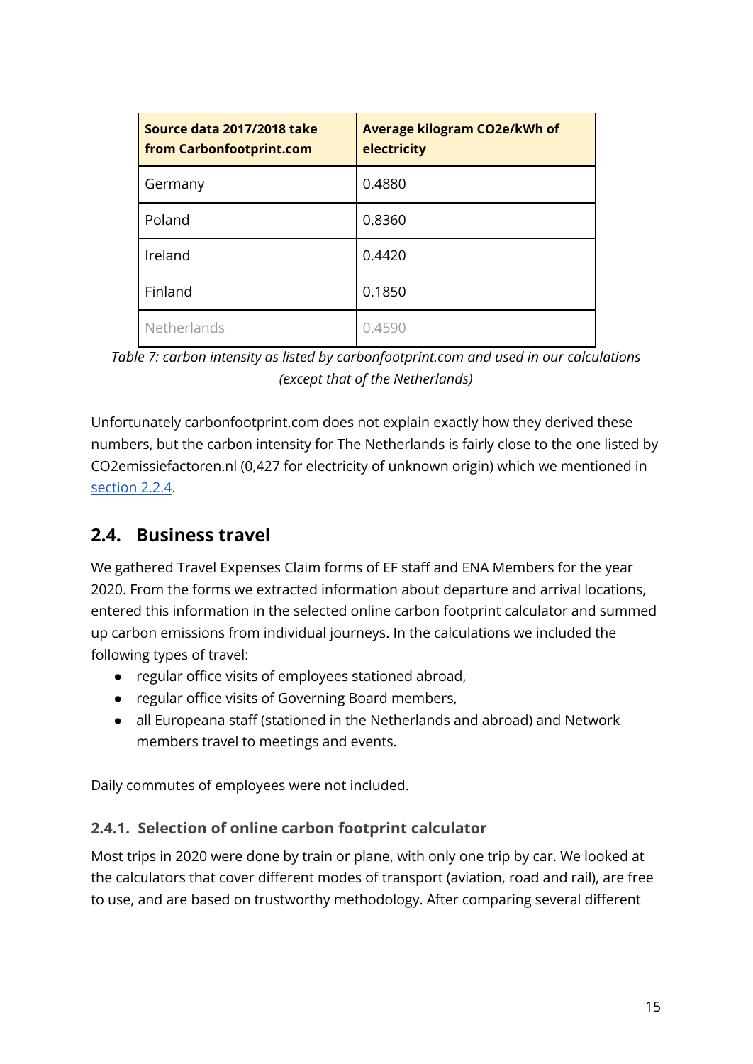| Source data 2017/2018 take from Carbonfootprint.com | Average kilogram CO2e/kWh of electricity |
| --- | --- |
| Germany | 0.4880 |
| Poland | 0.8360 |
| Ireland | 0.4420 |
| Finland | 0.1850 |
| Netherlands | 0.4590 |

*Table 7: carbon intensity as listed by carbonfootprint.com and used in our calculations (except that of the Netherlands)*

Unfortunately carbonfootprint.com does not explain exactly how they derived these numbers, but the carbon intensity for The Netherlands is fairly close to the one listed by CO2emissiefactoren.nl (0,427 for electricity of unknown origin) which we mentioned in section 2.2.4.

## 2.4. Business travel

We gathered Travel Expenses Claim forms of EF staff and ENA Members for the year 2020. From the forms we extracted information about departure and arrival locations, entered this information in the selected online carbon footprint calculator and summed up carbon emissions from individual journeys. In the calculations we included the following types of travel:

- regular office visits of employees stationed abroad,
- regular office visits of Governing Board members,
- all Europeana staff (stationed in the Netherlands and abroad) and Network members travel to meetings and events.

Daily commutes of employees were not included.

### 2.4.1. Selection of online carbon footprint calculator

Most trips in 2020 were done by train or plane, with only one trip by car. We looked at the calculators that cover different modes of transport (aviation, road and rail), are free to use, and are based on trustworthy methodology. After comparing several different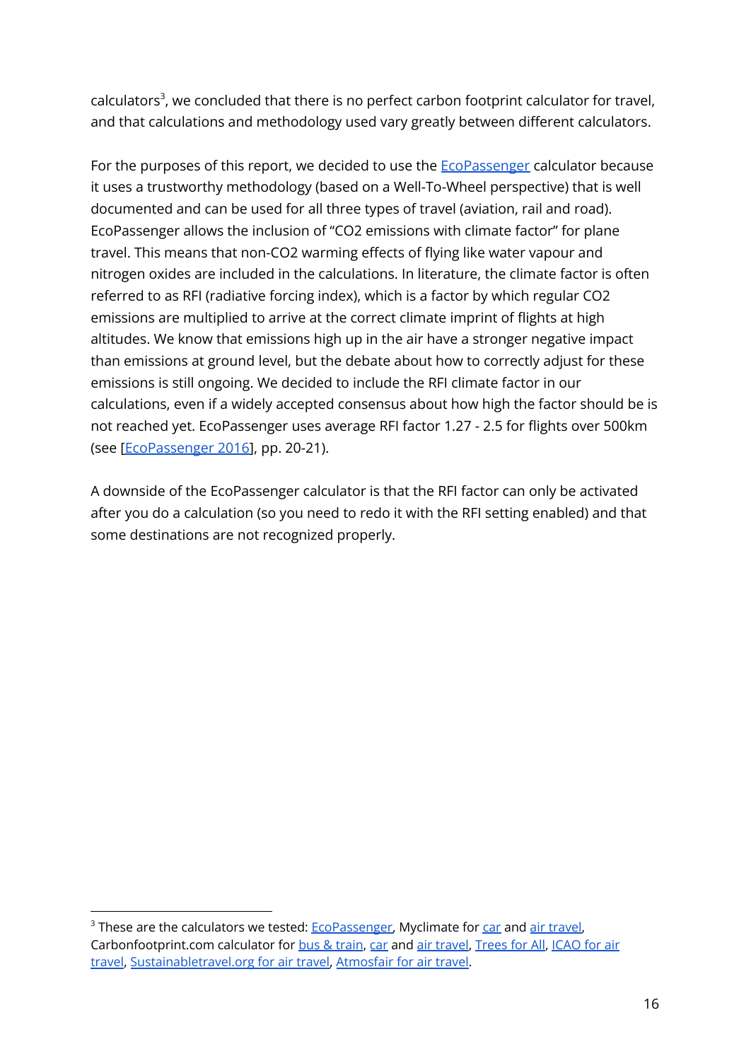calculators[3], we concluded that there is no perfect carbon footprint calculator for travel, and that calculations and methodology used vary greatly between different calculators.

For the purposes of this report, we decided to use the EcoPassenger calculator because it uses a trustworthy methodology (based on a Well-To-Wheel perspective) that is well documented and can be used for all three types of travel (aviation, rail and road). EcoPassenger allows the inclusion of "CO2 emissions with climate factor" for plane travel. This means that non-CO2 warming effects of flying like water vapour and nitrogen oxides are included in the calculations. In literature, the climate factor is often referred to as RFI (radiative forcing index), which is a factor by which regular CO2 emissions are multiplied to arrive at the correct climate imprint of flights at high altitudes. We know that emissions high up in the air have a stronger negative impact than emissions at ground level, but the debate about how to correctly adjust for these emissions is still ongoing. We decided to include the RFI climate factor in our calculations, even if a widely accepted consensus about how high the factor should be is not reached yet. EcoPassenger uses average RFI factor 1.27 - 2.5 for flights over 500km (see [EcoPassenger 2016], pp. 20-21).

A downside of the EcoPassenger calculator is that the RFI factor can only be activated after you do a calculation (so you need to redo it with the RFI setting enabled) and that some destinations are not recognized properly.

---

[3] These are the calculators we tested: EcoPassenger, Myclimate for car and air travel, Carbonfootprint.com calculator for bus & train, car and air travel, Trees for All, ICAO for air travel, Sustainabletravel.org for air travel, Atmosfair for air travel.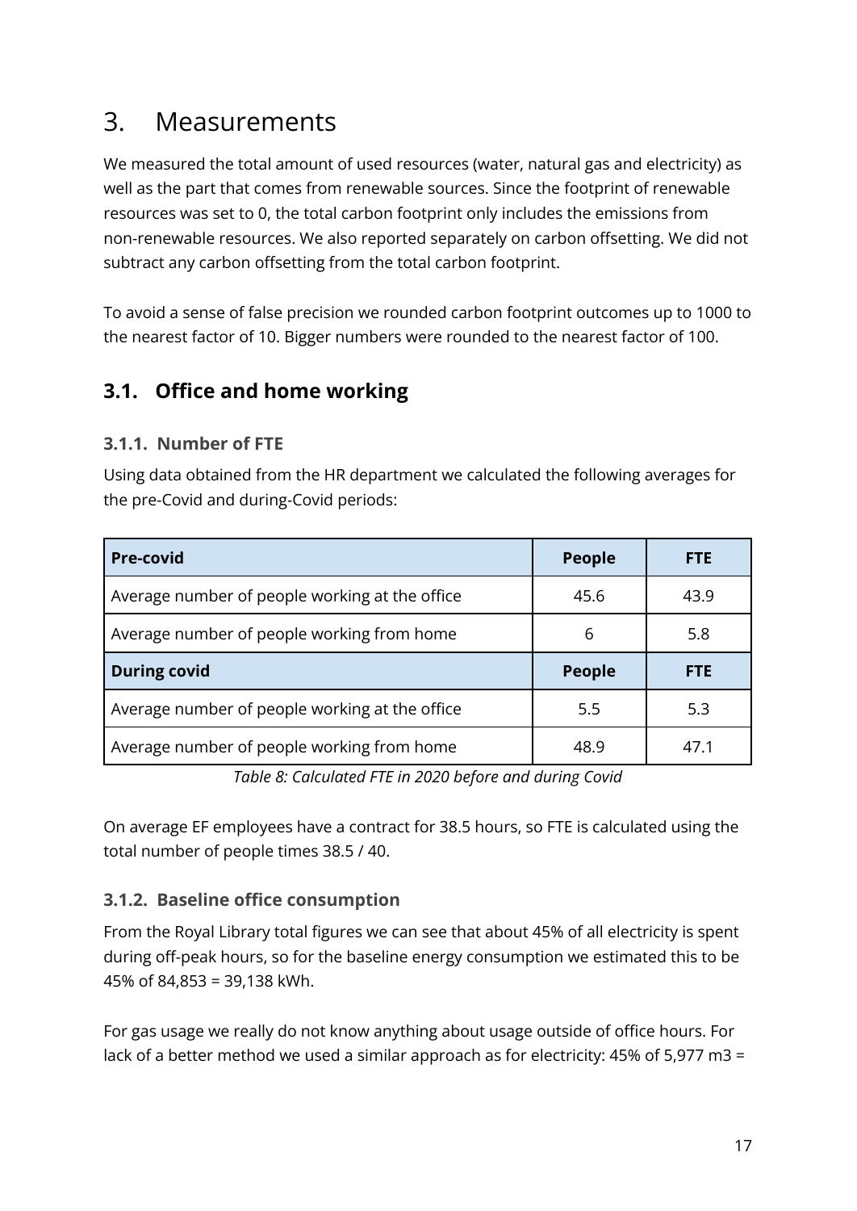# 3. Measurements

We measured the total amount of used resources (water, natural gas and electricity) as well as the part that comes from renewable sources. Since the footprint of renewable resources was set to 0, the total carbon footprint only includes the emissions from non-renewable resources. We also reported separately on carbon offsetting. We did not subtract any carbon offsetting from the total carbon footprint.

To avoid a sense of false precision we rounded carbon footprint outcomes up to 1000 to the nearest factor of 10. Bigger numbers were rounded to the nearest factor of 100.

## 3.1. Office and home working

### 3.1.1. Number of FTE

Using data obtained from the HR department we calculated the following averages for the pre-Covid and during-Covid periods:

| **Pre-covid** | **People** | **FTE** |
|---|---|---|
| Average number of people working at the office | 45.6 | 43.9 |
| Average number of people working from home | 6 | 5.8 |
| **During covid** | **People** | **FTE** |
| Average number of people working at the office | 5.5 | 5.3 |
| Average number of people working from home | 48.9 | 47.1 |

*Table 8: Calculated FTE in 2020 before and during Covid*

On average EF employees have a contract for 38.5 hours, so FTE is calculated using the total number of people times 38.5 / 40.

### 3.1.2. Baseline office consumption

From the Royal Library total figures we can see that about 45% of all electricity is spent during off-peak hours, so for the baseline energy consumption we estimated this to be 45% of 84,853 = 39,138 kWh.

For gas usage we really do not know anything about usage outside of office hours. For lack of a better method we used a similar approach as for electricity: 45% of 5,977 m3 =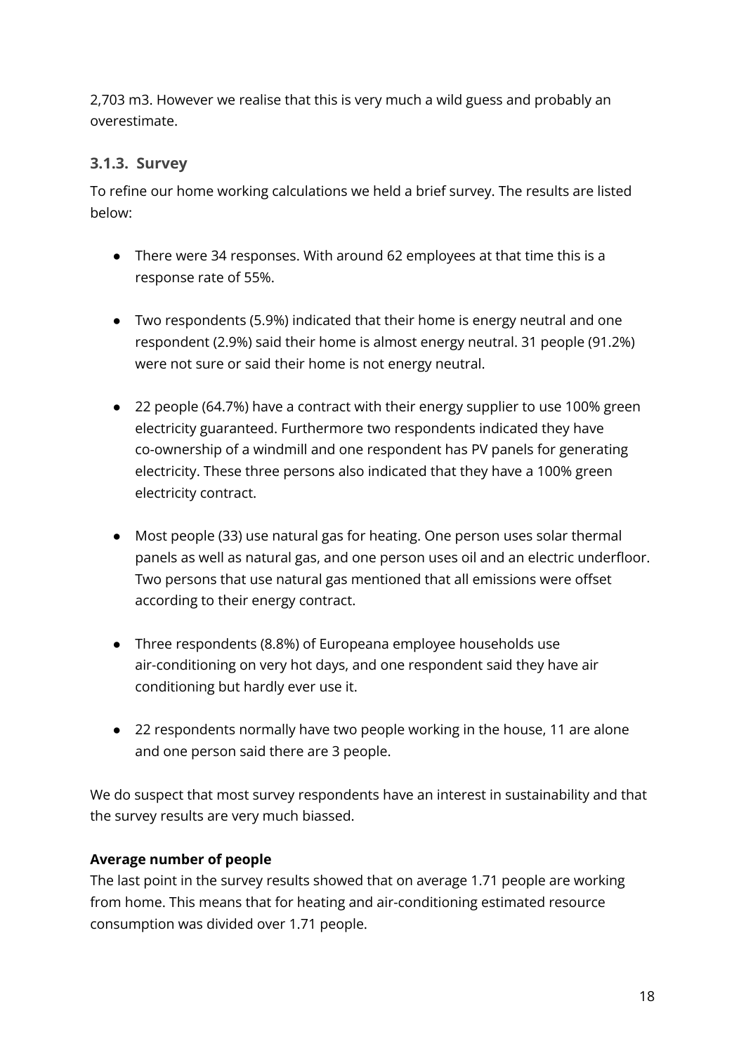2,703 m3. However we realise that this is very much a wild guess and probably an overestimate.

### 3.1.3. Survey

To refine our home working calculations we held a brief survey. The results are listed below:

- There were 34 responses. With around 62 employees at that time this is a response rate of 55%.
- Two respondents (5.9%) indicated that their home is energy neutral and one respondent (2.9%) said their home is almost energy neutral. 31 people (91.2%) were not sure or said their home is not energy neutral.
- 22 people (64.7%) have a contract with their energy supplier to use 100% green electricity guaranteed. Furthermore two respondents indicated they have co-ownership of a windmill and one respondent has PV panels for generating electricity. These three persons also indicated that they have a 100% green electricity contract.
- Most people (33) use natural gas for heating. One person uses solar thermal panels as well as natural gas, and one person uses oil and an electric underfloor. Two persons that use natural gas mentioned that all emissions were offset according to their energy contract.
- Three respondents (8.8%) of Europeana employee households use air-conditioning on very hot days, and one respondent said they have air conditioning but hardly ever use it.
- 22 respondents normally have two people working in the house, 11 are alone and one person said there are 3 people.

We do suspect that most survey respondents have an interest in sustainability and that the survey results are very much biassed.

**Average number of people**

The last point in the survey results showed that on average 1.71 people are working from home. This means that for heating and air-conditioning estimated resource consumption was divided over 1.71 people.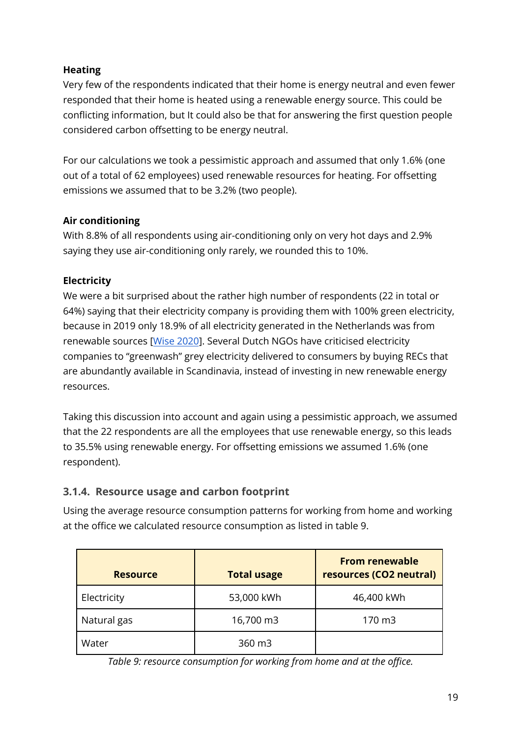**Heading**

Very few of the respondents indicated that their home is energy neutral and even fewer responded that their home is heated using a renewable energy source. This could be conflicting information, but It could also be that for answering the first question people considered carbon offsetting to be energy neutral.

For our calculations we took a pessimistic approach and assumed that only 1.6% (one out of a total of 62 employees) used renewable resources for heating. For offsetting emissions we assumed that to be 3.2% (two people).

**Air conditioning**

With 8.8% of all respondents using air-conditioning only on very hot days and 2.9% saying they use air-conditioning only rarely, we rounded this to 10%.

**Electricity**

We were a bit surprised about the rather high number of respondents (22 in total or 64%) saying that their electricity company is providing them with 100% green electricity, because in 2019 only 18.9% of all electricity generated in the Netherlands was from renewable sources [Wise 2020]. Several Dutch NGOs have criticised electricity companies to "greenwash" grey electricity delivered to consumers by buying RECs that are abundantly available in Scandinavia, instead of investing in new renewable energy resources.

Taking this discussion into account and again using a pessimistic approach, we assumed that the 22 respondents are all the employees that use renewable energy, so this leads to 35.5% using renewable energy. For offsetting emissions we assumed 1.6% (one respondent).

### 3.1.4. Resource usage and carbon footprint

Using the average resource consumption patterns for working from home and working at the office we calculated resource consumption as listed in table 9.

| Resource | Total usage | From renewable resources ($CO_2$ neutral) |
|---|---|---|
| Electricity | 53,000 kWh | 46,400 kWh |
| Natural gas | 16,700 m3 | 170 m3 |
| Water | 360 m3 | |

*Table 9: resource consumption for working from home and at the office.*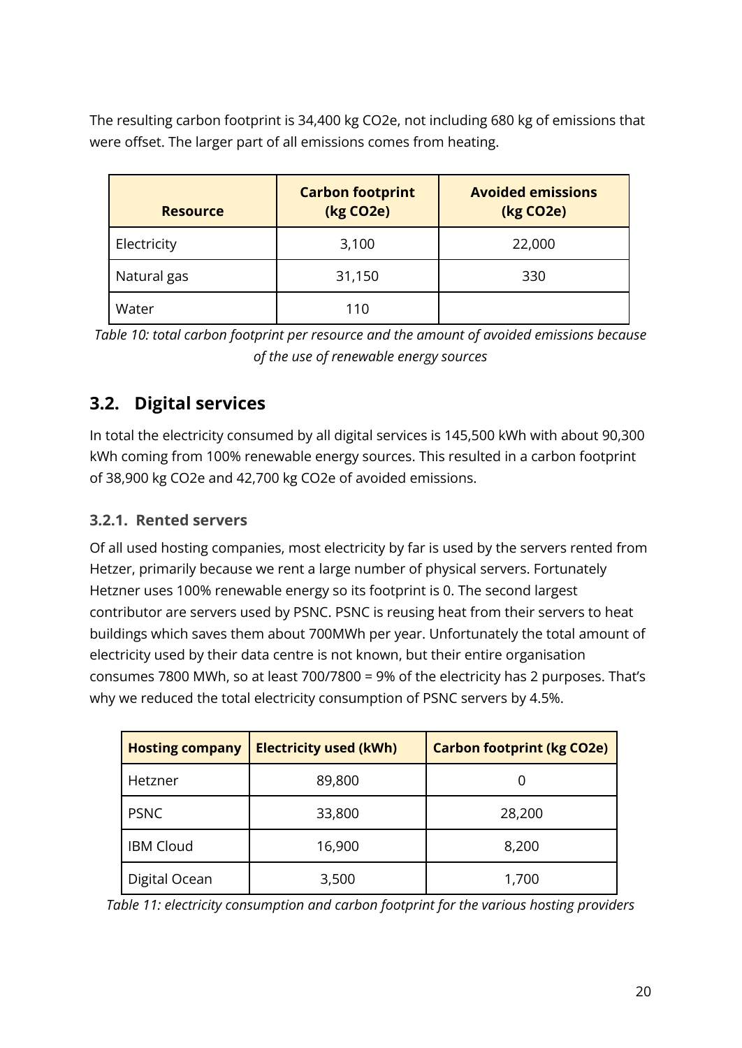The resulting carbon footprint is 34,400 kg CO2e, not including 680 kg of emissions that were offset. The larger part of all emissions comes from heating.

| Resource | Carbon footprint (kg CO2e) | Avoided emissions (kg CO2e) |
|---|---|---|
| Electricity | 3,100 | 22,000 |
| Natural gas | 31,150 | 330 |
| Water | 110 | |

*Table 10: total carbon footprint per resource and the amount of avoided emissions because of the use of renewable energy sources*

## 3.2. Digital services

In total the electricity consumed by all digital services is 145,500 kWh with about 90,300 kWh coming from 100% renewable energy sources. This resulted in a carbon footprint of 38,900 kg CO2e and 42,700 kg CO2e of avoided emissions.

### 3.2.1. Rented servers

Of all used hosting companies, most electricity by far is used by the servers rented from Hetzer, primarily because we rent a large number of physical servers. Fortunately Hetzner uses 100% renewable energy so its footprint is 0. The second largest contributor are servers used by PSNC. PSNC is reusing heat from their servers to heat buildings which saves them about 700MWh per year. Unfortunately the total amount of electricity used by their data centre is not known, but their entire organisation consumes 7800 MWh, so at least 700/7800 = 9% of the electricity has 2 purposes. That's why we reduced the total electricity consumption of PSNC servers by 4.5%.

| Hosting company | Electricity used (kWh) | Carbon footprint (kg CO2e) |
|---|---|---|
| Hetzner | 89,800 | 0 |
| PSNC | 33,800 | 28,200 |
| IBM Cloud | 16,900 | 8,200 |
| Digital Ocean | 3,500 | 1,700 |

*Table 11: electricity consumption and carbon footprint for the various hosting providers*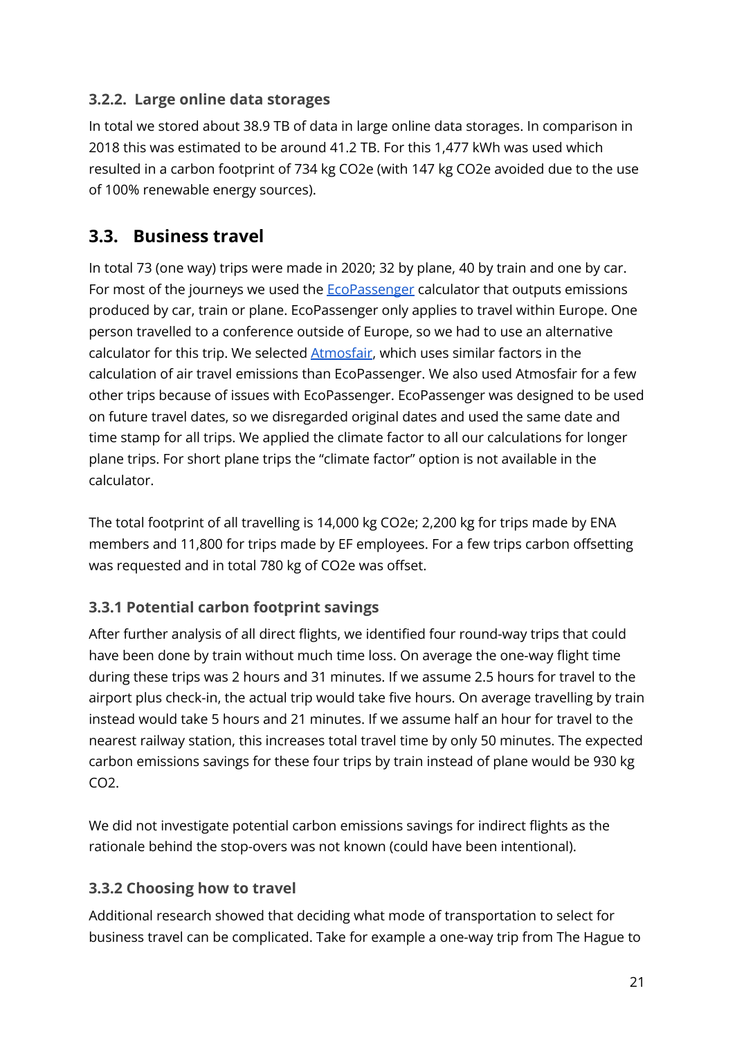### 3.2.2. Large online data storages

In total we stored about 38.9 TB of data in large online data storages. In comparison in 2018 this was estimated to be around 41.2 TB. For this 1,477 kWh was used which resulted in a carbon footprint of 734 kg CO2e (with 147 kg CO2e avoided due to the use of 100% renewable energy sources).

## 3.3. Business travel

In total 73 (one way) trips were made in 2020; 32 by plane, 40 by train and one by car. For most of the journeys we used the [EcoPassenger](EcoPassenger) calculator that outputs emissions produced by car, train or plane. EcoPassenger only applies to travel within Europe. One person travelled to a conference outside of Europe, so we had to use an alternative calculator for this trip. We selected [Atmosfair](Atmosfair), which uses similar factors in the calculation of air travel emissions than EcoPassenger. We also used Atmosfair for a few other trips because of issues with EcoPassenger. EcoPassenger was designed to be used on future travel dates, so we disregarded original dates and used the same date and time stamp for all trips. We applied the climate factor to all our calculations for longer plane trips. For short plane trips the "climate factor" option is not available in the calculator.

The total footprint of all travelling is 14,000 kg CO2e; 2,200 kg for trips made by ENA members and 11,800 for trips made by EF employees. For a few trips carbon offsetting was requested and in total 780 kg of CO2e was offset.

### 3.3.1 Potential carbon footprint savings

After further analysis of all direct flights, we identified four round-way trips that could have been done by train without much time loss. On average the one-way flight time during these trips was 2 hours and 31 minutes. If we assume 2.5 hours for travel to the airport plus check-in, the actual trip would take five hours. On average travelling by train instead would take 5 hours and 21 minutes. If we assume half an hour for travel to the nearest railway station, this increases total travel time by only 50 minutes. The expected carbon emissions savings for these four trips by train instead of plane would be 930 kg CO2.

We did not investigate potential carbon emissions savings for indirect flights as the rationale behind the stop-overs was not known (could have been intentional).

### 3.3.2 Choosing how to travel

Additional research showed that deciding what mode of transportation to select for business travel can be complicated. Take for example a one-way trip from The Hague to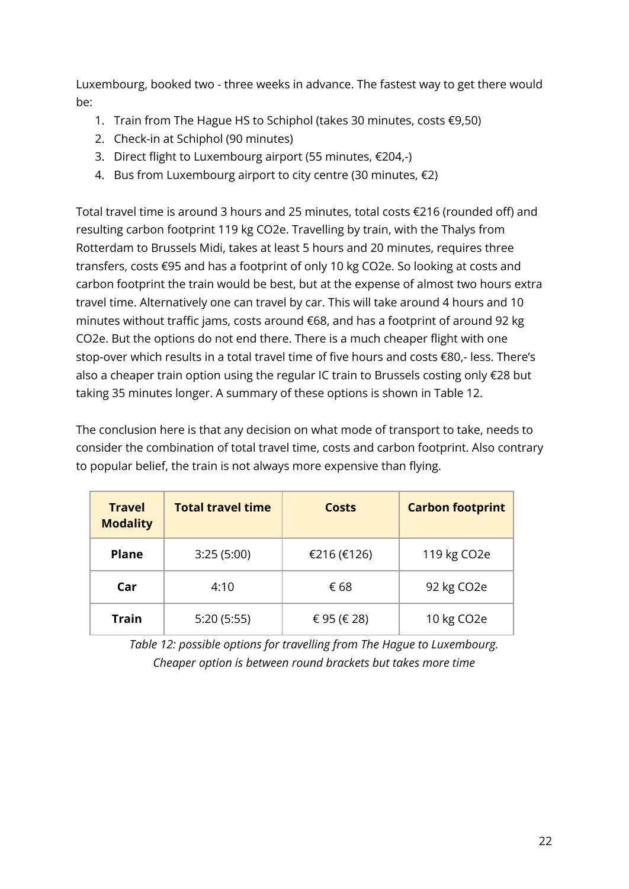Luxembourg, booked two - three weeks in advance. The fastest way to get there would be:

1. Train from The Hague HS to Schiphol (takes 30 minutes, costs €9,50)
2. Check-in at Schiphol (90 minutes)
3. Direct flight to Luxembourg airport (55 minutes, €204,-)
4. Bus from Luxembourg airport to city centre (30 minutes, €2)

Total travel time is around 3 hours and 25 minutes, total costs €216 (rounded off) and resulting carbon footprint 119 kg CO2e. Travelling by train, with the Thalys from Rotterdam to Brussels Midi, takes at least 5 hours and 20 minutes, requires three transfers, costs €95 and has a footprint of only 10 kg CO2e. So looking at costs and carbon footprint the train would be best, but at the expense of almost two hours extra travel time. Alternatively one can travel by car. This will take around 4 hours and 10 minutes without traffic jams, costs around €68, and has a footprint of around 92 kg CO2e. But the options do not end there. There is a much cheaper flight with one stop-over which results in a total travel time of five hours and costs €80,- less. There's also a cheaper train option using the regular IC train to Brussels costing only €28 but taking 35 minutes longer. A summary of these options is shown in Table 12.

The conclusion here is that any decision on what mode of transport to take, needs to consider the combination of total travel time, costs and carbon footprint. Also contrary to popular belief, the train is not always more expensive than flying.

| Travel Modality | Total travel time | Costs | Carbon footprint |
|---|---|---|---|
| **Plane** | 3:25 (5:00) | €216 (€126) | 119 kg CO2e |
| **Car** | 4:10 | € 68 | 92 kg CO2e |
| **Train** | 5:20 (5:55) | € 95 (€ 28) | 10 kg CO2e |

*Table 12: possible options for travelling from The Hague to Luxembourg. Cheaper option is between round brackets but takes more time*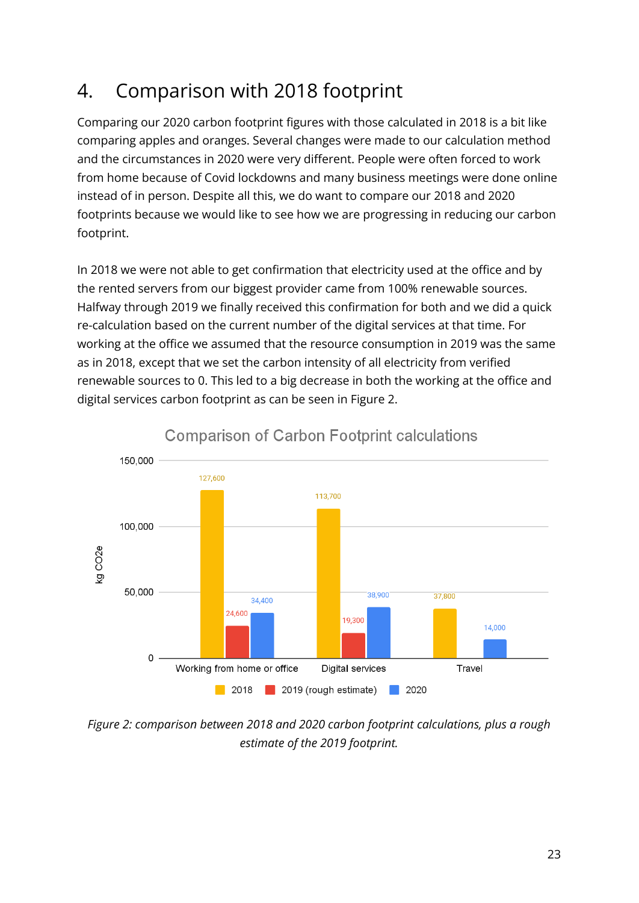# 4. Comparison with 2018 footprint

Comparing our 2020 carbon footprint figures with those calculated in 2018 is a bit like comparing apples and oranges. Several changes were made to our calculation method and the circumstances in 2020 were very different. People were often forced to work from home because of Covid lockdowns and many business meetings were done online instead of in person. Despite all this, we do want to compare our 2018 and 2020 footprints because we would like to see how we are progressing in reducing our carbon footprint.

In 2018 we were not able to get confirmation that electricity used at the office and by the rented servers from our biggest provider came from 100% renewable sources. Halfway through 2019 we finally received this confirmation for both and we did a quick re-calculation based on the current number of the digital services at that time. For working at the office we assumed that the resource consumption in 2019 was the same as in 2018, except that we set the carbon intensity of all electricity from verified renewable sources to 0. This led to a big decrease in both the working at the office and digital services carbon footprint as can be seen in Figure 2.

**Comparison of Carbon Footprint calculations**

| kg CO2e | 2018 | 2019 (rough estimate) | 2020 |
|---|---|---|---|
| Working from home or office | 127,600 | 24,600 | 34,400 |
| Digital services | 113,700 | 19,300 | 38,900 |
| Travel | 37,800 | | 14,000 |

*Figure 2: comparison between 2018 and 2020 carbon footprint calculations, plus a rough estimate of the 2019 footprint.*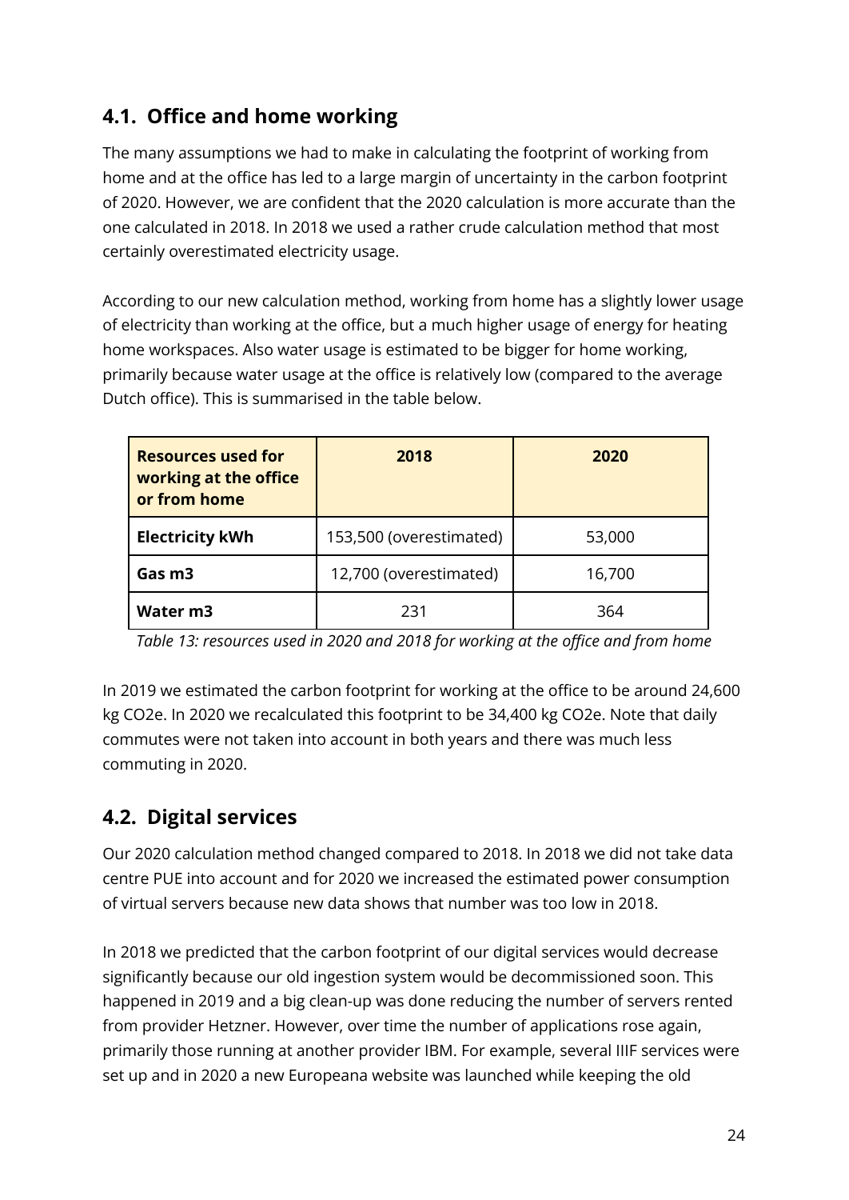## 4.1. Office and home working

The many assumptions we had to make in calculating the footprint of working from home and at the office has led to a large margin of uncertainty in the carbon footprint of 2020. However, we are confident that the 2020 calculation is more accurate than the one calculated in 2018. In 2018 we used a rather crude calculation method that most certainly overestimated electricity usage.

According to our new calculation method, working from home has a slightly lower usage of electricity than working at the office, but a much higher usage of energy for heating home workspaces. Also water usage is estimated to be bigger for home working, primarily because water usage at the office is relatively low (compared to the average Dutch office). This is summarised in the table below.

| **Resources used for working at the office or from home** | **2018** | **2020** |
|---|---|---|
| **Electricity kWh** | 153,500 (overestimated) | 53,000 |
| **Gas m3** | 12,700 (overestimated) | 16,700 |
| **Water m3** | 231 | 364 |

*Table 13: resources used in 2020 and 2018 for working at the office and from home*

In 2019 we estimated the carbon footprint for working at the office to be around 24,600 kg CO2e. In 2020 we recalculated this footprint to be 34,400 kg CO2e. Note that daily commutes were not taken into account in both years and there was much less commuting in 2020.

## 4.2. Digital services

Our 2020 calculation method changed compared to 2018. In 2018 we did not take data centre PUE into account and for 2020 we increased the estimated power consumption of virtual servers because new data shows that number was too low in 2018.

In 2018 we predicted that the carbon footprint of our digital services would decrease significantly because our old ingestion system would be decommissioned soon. This happened in 2019 and a big clean-up was done reducing the number of servers rented from provider Hetzner. However, over time the number of applications rose again, primarily those running at another provider IBM. For example, several IIIF services were set up and in 2020 a new Europeana website was launched while keeping the old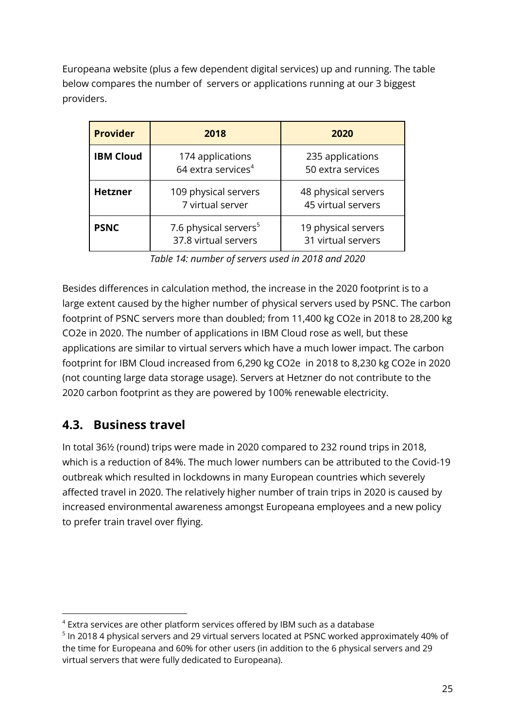Europeana website (plus a few dependent digital services) up and running. The table below compares the number of servers or applications running at our 3 biggest providers.

| Provider | 2018 | 2020 |
|---|---|---|
| **IBM Cloud** | 174 applications<br>64 extra services[4] | 235 applications<br>50 extra services |
| **Hetzner** | 109 physical servers<br>7 virtual server | 48 physical servers<br>45 virtual servers |
| **PSNC** | 7.6 physical servers[5]<br>37.8 virtual servers | 19 physical servers<br>31 virtual servers |

*Table 14: number of servers used in 2018 and 2020*

Besides differences in calculation method, the increase in the 2020 footprint is to a large extent caused by the higher number of physical servers used by PSNC. The carbon footprint of PSNC servers more than doubled; from 11,400 kg CO2e in 2018 to 28,200 kg CO2e in 2020. The number of applications in IBM Cloud rose as well, but these applications are similar to virtual servers which have a much lower impact. The carbon footprint for IBM Cloud increased from 6,290 kg CO2e in 2018 to 8,230 kg CO2e in 2020 (not counting large data storage usage). Servers at Hetzner do not contribute to the 2020 carbon footprint as they are powered by 100% renewable electricity.

## 4.3. Business travel

In total 36½ (round) trips were made in 2020 compared to 232 round trips in 2018, which is a reduction of 84%. The much lower numbers can be attributed to the Covid-19 outbreak which resulted in lockdowns in many European countries which severely affected travel in 2020. The relatively higher number of train trips in 2020 is caused by increased environmental awareness amongst Europeana employees and a new policy to prefer train travel over flying.

---

[4] Extra services are other platform services offered by IBM such as a database

[5] In 2018 4 physical servers and 29 virtual servers located at PSNC worked approximately 40% of the time for Europeana and 60% for other users (in addition to the 6 physical servers and 29 virtual servers that were fully dedicated to Europeana).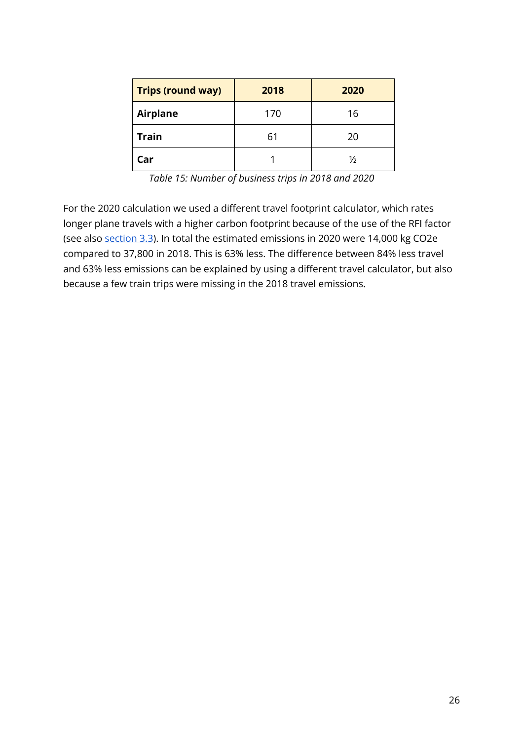| Trips (round way) | 2018 | 2020 |
|---|---|---|
| **Airplane** | 170 | 16 |
| **Train** | 61 | 20 |
| **Car** | 1 | ½ |

*Table 15: Number of business trips in 2018 and 2020*

For the 2020 calculation we used a different travel footprint calculator, which rates longer plane travels with a higher carbon footprint because of the use of the RFI factor (see also section 3.3). In total the estimated emissions in 2020 were 14,000 kg CO2e compared to 37,800 in 2018. This is 63% less. The difference between 84% less travel and 63% less emissions can be explained by using a different travel calculator, but also because a few train trips were missing in the 2018 travel emissions.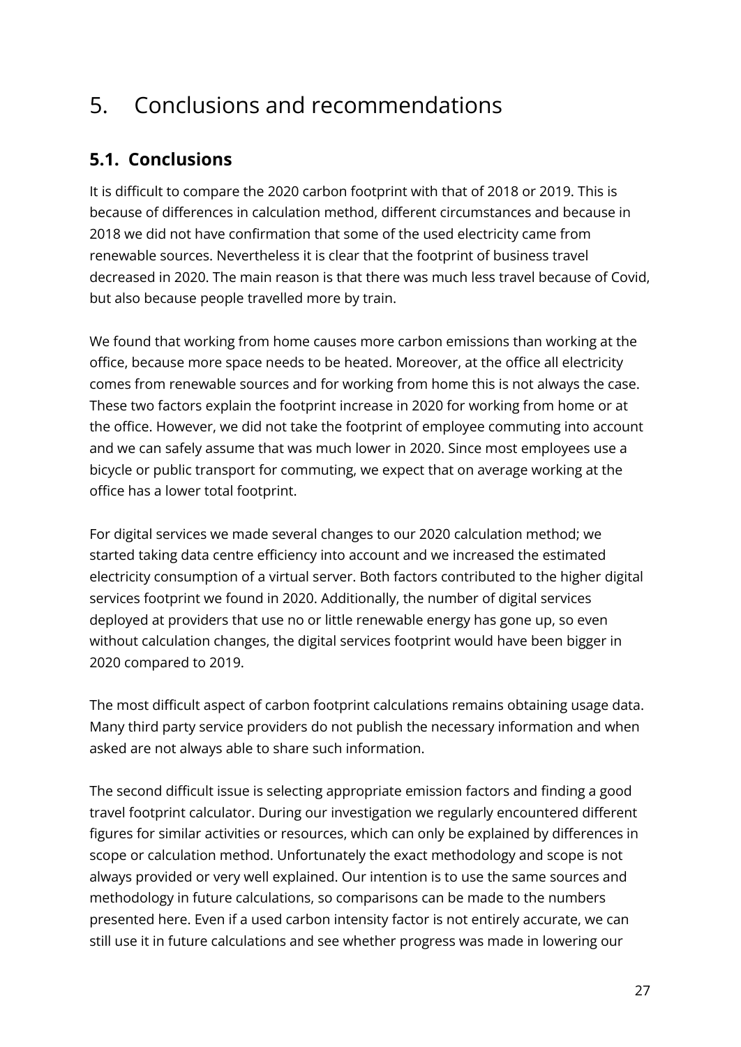# 5. Conclusions and recommendations

## 5.1. Conclusions

It is difficult to compare the 2020 carbon footprint with that of 2018 or 2019. This is because of differences in calculation method, different circumstances and because in 2018 we did not have confirmation that some of the used electricity came from renewable sources. Nevertheless it is clear that the footprint of business travel decreased in 2020. The main reason is that there was much less travel because of Covid, but also because people travelled more by train.

We found that working from home causes more carbon emissions than working at the office, because more space needs to be heated. Moreover, at the office all electricity comes from renewable sources and for working from home this is not always the case. These two factors explain the footprint increase in 2020 for working from home or at the office. However, we did not take the footprint of employee commuting into account and we can safely assume that was much lower in 2020. Since most employees use a bicycle or public transport for commuting, we expect that on average working at the office has a lower total footprint.

For digital services we made several changes to our 2020 calculation method; we started taking data centre efficiency into account and we increased the estimated electricity consumption of a virtual server. Both factors contributed to the higher digital services footprint we found in 2020. Additionally, the number of digital services deployed at providers that use no or little renewable energy has gone up, so even without calculation changes, the digital services footprint would have been bigger in 2020 compared to 2019.

The most difficult aspect of carbon footprint calculations remains obtaining usage data. Many third party service providers do not publish the necessary information and when asked are not always able to share such information.

The second difficult issue is selecting appropriate emission factors and finding a good travel footprint calculator. During our investigation we regularly encountered different figures for similar activities or resources, which can only be explained by differences in scope or calculation method. Unfortunately the exact methodology and scope is not always provided or very well explained. Our intention is to use the same sources and methodology in future calculations, so comparisons can be made to the numbers presented here. Even if a used carbon intensity factor is not entirely accurate, we can still use it in future calculations and see whether progress was made in lowering our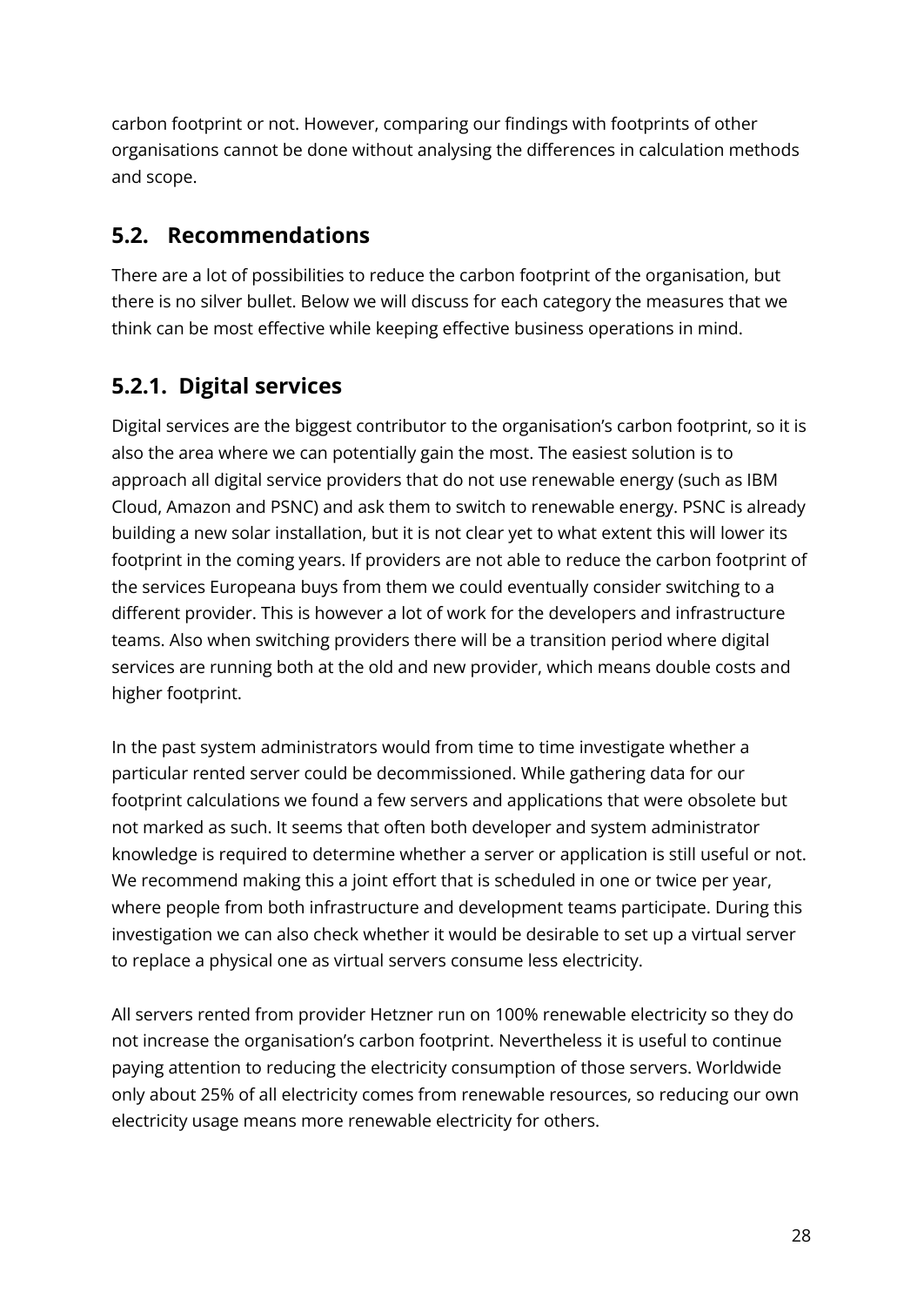carbon footprint or not. However, comparing our findings with footprints of other organisations cannot be done without analysing the differences in calculation methods and scope.

## 5.2. Recommendations

There are a lot of possibilities to reduce the carbon footprint of the organisation, but there is no silver bullet. Below we will discuss for each category the measures that we think can be most effective while keeping effective business operations in mind.

### 5.2.1. Digital services

Digital services are the biggest contributor to the organisation's carbon footprint, so it is also the area where we can potentially gain the most. The easiest solution is to approach all digital service providers that do not use renewable energy (such as IBM Cloud, Amazon and PSNC) and ask them to switch to renewable energy. PSNC is already building a new solar installation, but it is not clear yet to what extent this will lower its footprint in the coming years. If providers are not able to reduce the carbon footprint of the services Europeana buys from them we could eventually consider switching to a different provider. This is however a lot of work for the developers and infrastructure teams. Also when switching providers there will be a transition period where digital services are running both at the old and new provider, which means double costs and higher footprint.

In the past system administrators would from time to time investigate whether a particular rented server could be decommissioned. While gathering data for our footprint calculations we found a few servers and applications that were obsolete but not marked as such. It seems that often both developer and system administrator knowledge is required to determine whether a server or application is still useful or not. We recommend making this a joint effort that is scheduled in one or twice per year, where people from both infrastructure and development teams participate. During this investigation we can also check whether it would be desirable to set up a virtual server to replace a physical one as virtual servers consume less electricity.

All servers rented from provider Hetzner run on 100% renewable electricity so they do not increase the organisation's carbon footprint. Nevertheless it is useful to continue paying attention to reducing the electricity consumption of those servers. Worldwide only about 25% of all electricity comes from renewable resources, so reducing our own electricity usage means more renewable electricity for others.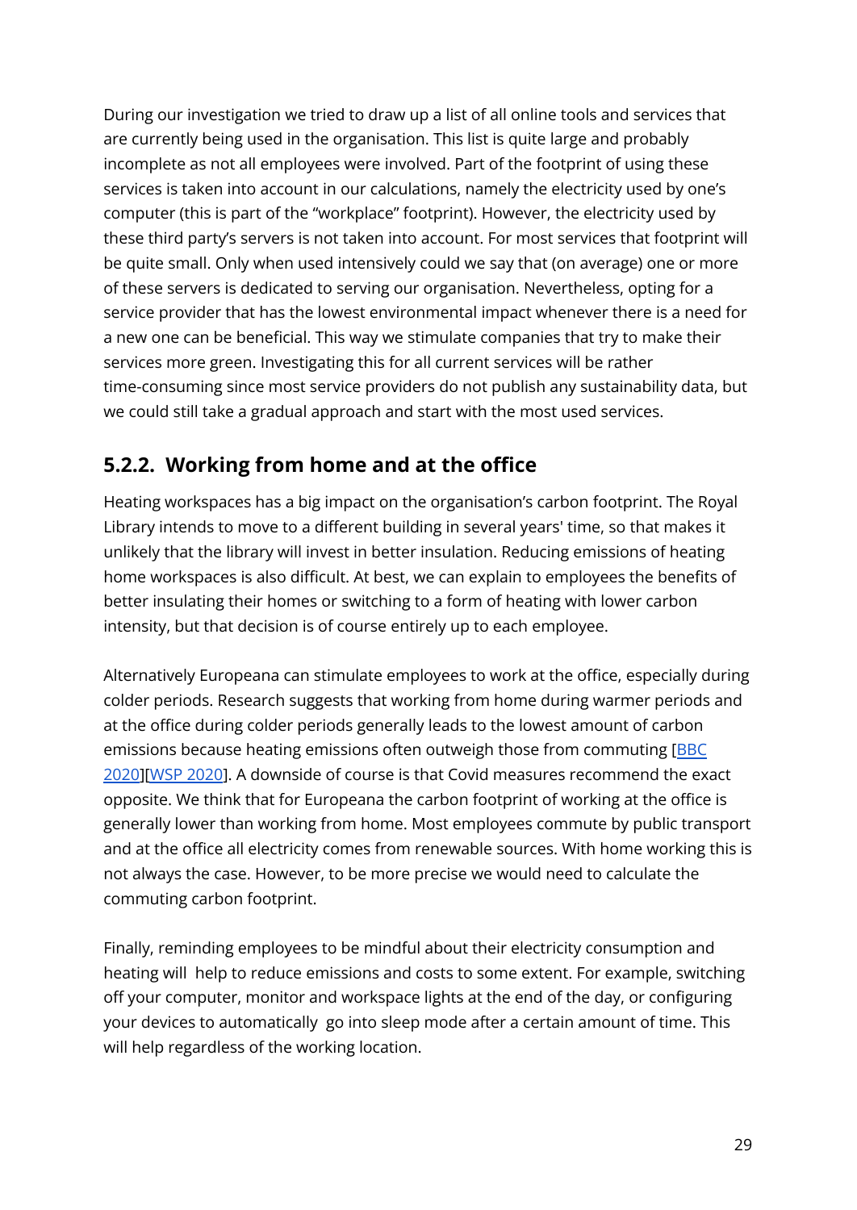During our investigation we tried to draw up a list of all online tools and services that are currently being used in the organisation. This list is quite large and probably incomplete as not all employees were involved. Part of the footprint of using these services is taken into account in our calculations, namely the electricity used by one's computer (this is part of the "workplace" footprint). However, the electricity used by these third party's servers is not taken into account. For most services that footprint will be quite small. Only when used intensively could we say that (on average) one or more of these servers is dedicated to serving our organisation. Nevertheless, opting for a service provider that has the lowest environmental impact whenever there is a need for a new one can be beneficial. This way we stimulate companies that try to make their services more green. Investigating this for all current services will be rather time-consuming since most service providers do not publish any sustainability data, but we could still take a gradual approach and start with the most used services.

### 5.2.2. Working from home and at the office

Heating workspaces has a big impact on the organisation's carbon footprint. The Royal Library intends to move to a different building in several years' time, so that makes it unlikely that the library will invest in better insulation. Reducing emissions of heating home workspaces is also difficult. At best, we can explain to employees the benefits of better insulating their homes or switching to a form of heating with lower carbon intensity, but that decision is of course entirely up to each employee.

Alternatively Europeana can stimulate employees to work at the office, especially during colder periods. Research suggests that working from home during warmer periods and at the office during colder periods generally leads to the lowest amount of carbon emissions because heating emissions often outweigh those from commuting [BBC 2020][WSP 2020]. A downside of course is that Covid measures recommend the exact opposite. We think that for Europeana the carbon footprint of working at the office is generally lower than working from home. Most employees commute by public transport and at the office all electricity comes from renewable sources. With home working this is not always the case. However, to be more precise we would need to calculate the commuting carbon footprint.

Finally, reminding employees to be mindful about their electricity consumption and heating will help to reduce emissions and costs to some extent. For example, switching off your computer, monitor and workspace lights at the end of the day, or configuring your devices to automatically go into sleep mode after a certain amount of time. This will help regardless of the working location.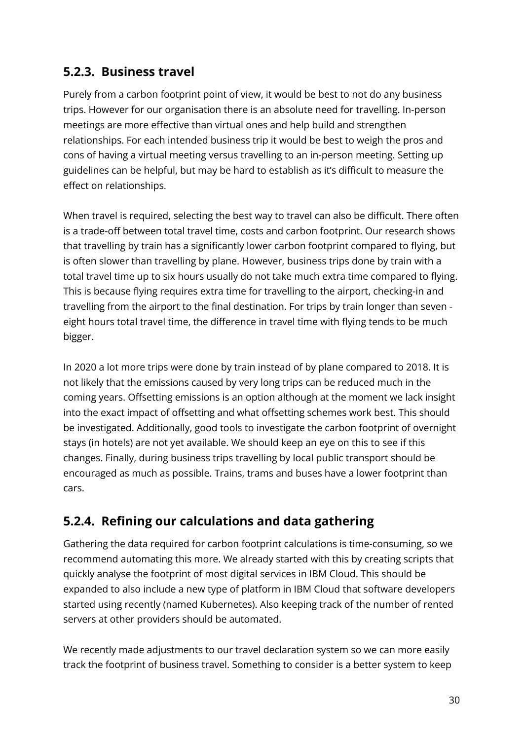### 5.2.3. Business travel

Purely from a carbon footprint point of view, it would be best to not do any business trips. However for our organisation there is an absolute need for travelling. In-person meetings are more effective than virtual ones and help build and strengthen relationships. For each intended business trip it would be best to weigh the pros and cons of having a virtual meeting versus travelling to an in-person meeting. Setting up guidelines can be helpful, but may be hard to establish as it's difficult to measure the effect on relationships.

When travel is required, selecting the best way to travel can also be difficult. There often is a trade-off between total travel time, costs and carbon footprint. Our research shows that travelling by train has a significantly lower carbon footprint compared to flying, but is often slower than travelling by plane. However, business trips done by train with a total travel time up to six hours usually do not take much extra time compared to flying. This is because flying requires extra time for travelling to the airport, checking-in and travelling from the airport to the final destination. For trips by train longer than seven - eight hours total travel time, the difference in travel time with flying tends to be much bigger.

In 2020 a lot more trips were done by train instead of by plane compared to 2018. It is not likely that the emissions caused by very long trips can be reduced much in the coming years. Offsetting emissions is an option although at the moment we lack insight into the exact impact of offsetting and what offsetting schemes work best. This should be investigated. Additionally, good tools to investigate the carbon footprint of overnight stays (in hotels) are not yet available. We should keep an eye on this to see if this changes. Finally, during business trips travelling by local public transport should be encouraged as much as possible. Trains, trams and buses have a lower footprint than cars.

### 5.2.4. Refining our calculations and data gathering

Gathering the data required for carbon footprint calculations is time-consuming, so we recommend automating this more. We already started with this by creating scripts that quickly analyse the footprint of most digital services in IBM Cloud. This should be expanded to also include a new type of platform in IBM Cloud that software developers started using recently (named Kubernetes). Also keeping track of the number of rented servers at other providers should be automated.

We recently made adjustments to our travel declaration system so we can more easily track the footprint of business travel. Something to consider is a better system to keep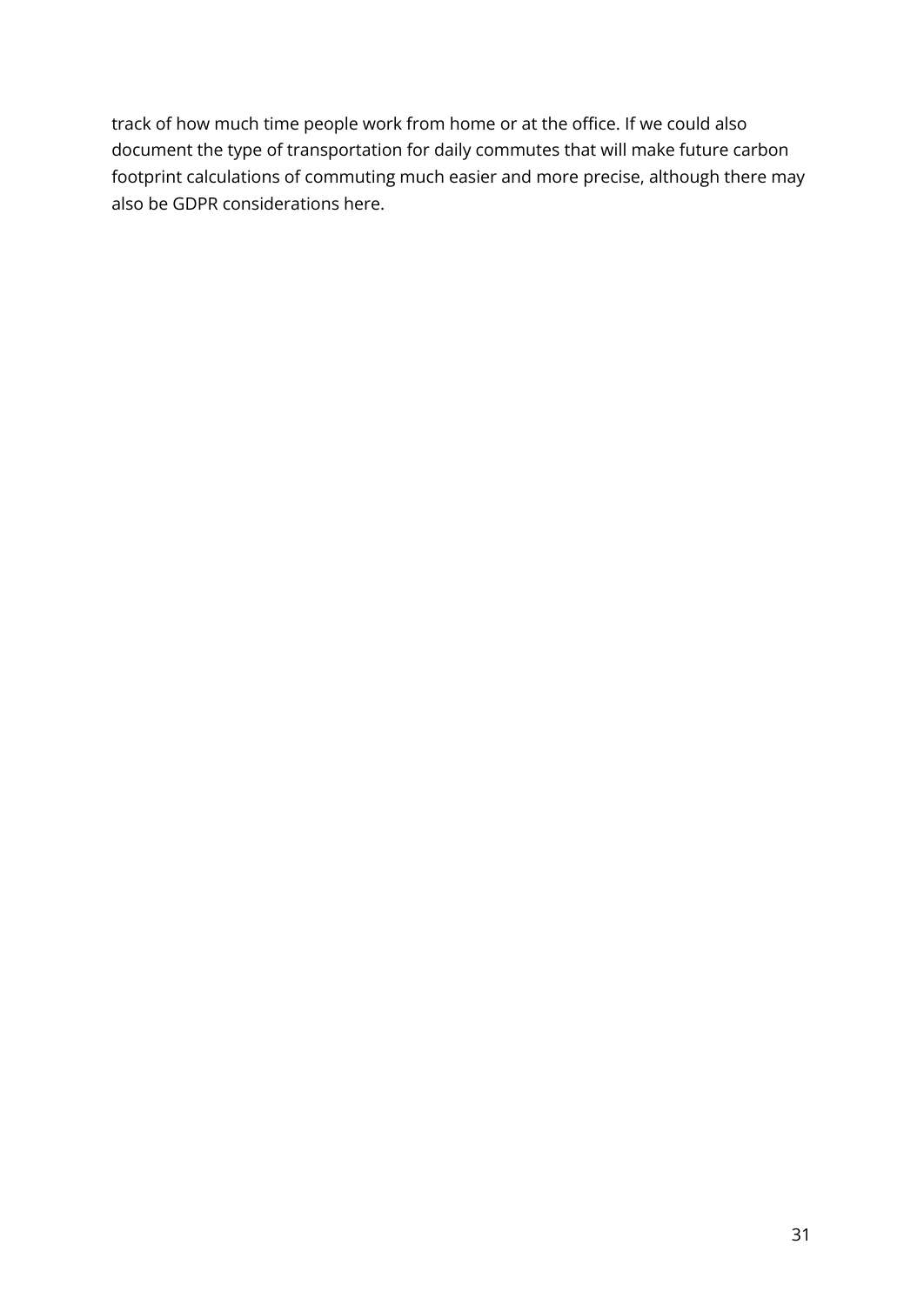track of how much time people work from home or at the office. If we could also document the type of transportation for daily commutes that will make future carbon footprint calculations of commuting much easier and more precise, although there may also be GDPR considerations here.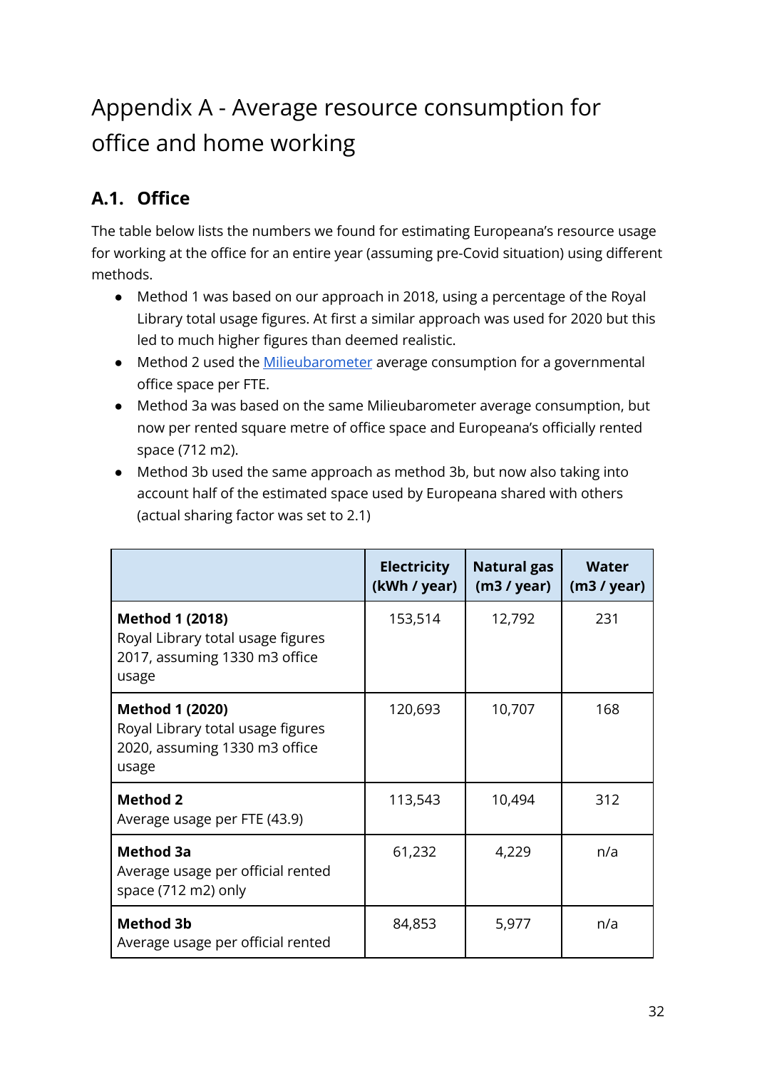# Appendix A - Average resource consumption for office and home working

## A.1. Office

The table below lists the numbers we found for estimating Europeana's resource usage for working at the office for an entire year (assuming pre-Covid situation) using different methods.

- Method 1 was based on our approach in 2018, using a percentage of the Royal Library total usage figures. At first a similar approach was used for 2020 but this led to much higher figures than deemed realistic.
- Method 2 used the [Milieubarometer](#) average consumption for a governmental office space per FTE.
- Method 3a was based on the same Milieubarometer average consumption, but now per rented square metre of office space and Europeana's officially rented space (712 m2).
- Method 3b used the same approach as method 3b, but now also taking into account half of the estimated space used by Europeana shared with others (actual sharing factor was set to 2.1)

| | Electricity (kWh / year) | Natural gas (m3 / year) | Water (m3 / year) |
|---|---|---|---|
| **Method 1 (2018)** Royal Library total usage figures 2017, assuming 1330 m3 office usage | 153,514 | 12,792 | 231 |
| **Method 1 (2020)** Royal Library total usage figures 2020, assuming 1330 m3 office usage | 120,693 | 10,707 | 168 |
| **Method 2** Average usage per FTE (43.9) | 113,543 | 10,494 | 312 |
| **Method 3a** Average usage per official rented space (712 m2) only | 61,232 | 4,229 | n/a |
| **Method 3b** Average usage per official rented | 84,853 | 5,977 | n/a |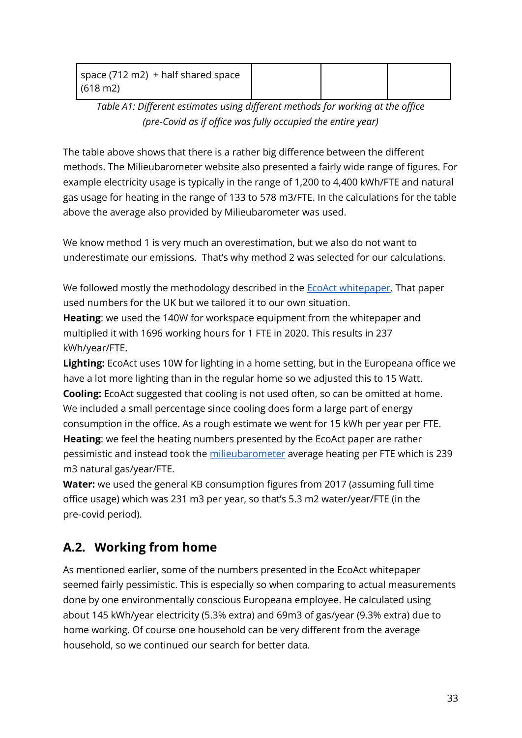| space (712 m2) + half shared space (618 m2) | | | |
|---|---|---|---|

*Table A1: Different estimates using different methods for working at the office (pre-Covid as if office was fully occupied the entire year)*

The table above shows that there is a rather big difference between the different methods. The Milieubarometer website also presented a fairly wide range of figures. For example electricity usage is typically in the range of 1,200 to 4,400 kWh/FTE and natural gas usage for heating in the range of 133 to 578 m3/FTE. In the calculations for the table above the average also provided by Milieubarometer was used.

We know method 1 is very much an overestimation, but we also do not want to underestimate our emissions. That's why method 2 was selected for our calculations.

We followed mostly the methodology described in the EcoAct whitepaper. That paper used numbers for the UK but we tailored it to our own situation.
**Heating**: we used the 140W for workspace equipment from the whitepaper and multiplied it with 1696 working hours for 1 FTE in 2020. This results in 237 kWh/year/FTE.
**Lighting:** EcoAct uses 10W for lighting in a home setting, but in the Europeana office we have a lot more lighting than in the regular home so we adjusted this to 15 Watt.
**Cooling:** EcoAct suggested that cooling is not used often, so can be omitted at home. We included a small percentage since cooling does form a large part of energy consumption in the office. As a rough estimate we went for 15 kWh per year per FTE.
**Heating**: we feel the heating numbers presented by the EcoAct paper are rather pessimistic and instead took the milieubarometer average heating per FTE which is 239 m3 natural gas/year/FTE.
**Water:** we used the general KB consumption figures from 2017 (assuming full time office usage) which was 231 m3 per year, so that's 5.3 m2 water/year/FTE (in the pre-covid period).

## A.2. Working from home

As mentioned earlier, some of the numbers presented in the EcoAct whitepaper seemed fairly pessimistic. This is especially so when comparing to actual measurements done by one environmentally conscious Europeana employee. He calculated using about 145 kWh/year electricity (5.3% extra) and 69m3 of gas/year (9.3% extra) due to home working. Of course one household can be very different from the average household, so we continued our search for better data.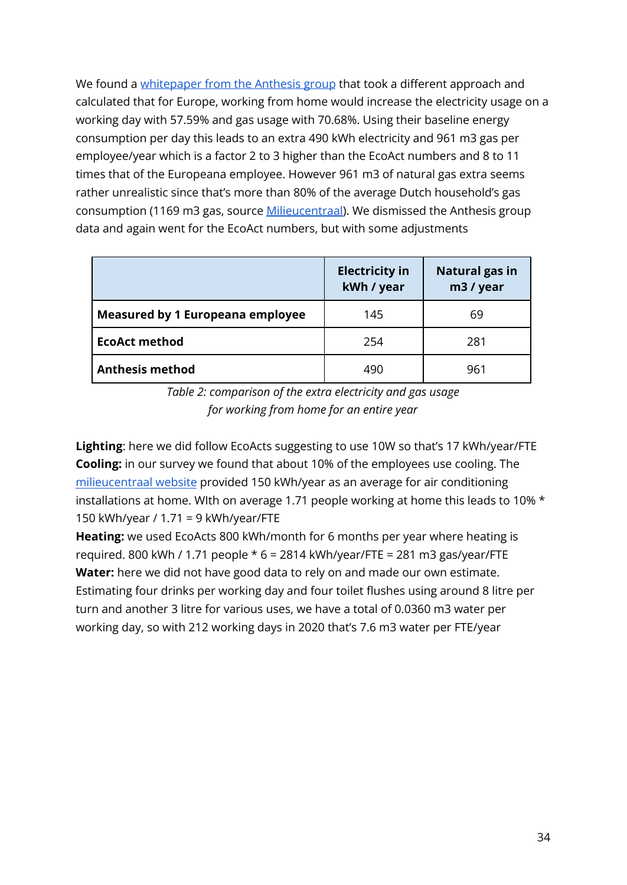We found a whitepaper from the Anthesis group that took a different approach and calculated that for Europe, working from home would increase the electricity usage on a working day with 57.59% and gas usage with 70.68%. Using their baseline energy consumption per day this leads to an extra 490 kWh electricity and 961 m3 gas per employee/year which is a factor 2 to 3 higher than the EcoAct numbers and 8 to 11 times that of the Europeana employee. However 961 m3 of natural gas extra seems rather unrealistic since that's more than 80% of the average Dutch household's gas consumption (1169 m3 gas, source Milieucentraal). We dismissed the Anthesis group data and again went for the EcoAct numbers, but with some adjustments

| | Electricity in kWh / year | Natural gas in m3 / year |
|---|---|---|
| **Measured by 1 Europeana employee** | 145 | 69 |
| **EcoAct method** | 254 | 281 |
| **Anthesis method** | 490 | 961 |

*Table 2: comparison of the extra electricity and gas usage for working from home for an entire year*

**Lighting**: here we did follow EcoActs suggesting to use 10W so that's 17 kWh/year/FTE
**Cooling:** in our survey we found that about 10% of the employees use cooling. The milieucentraal website provided 150 kWh/year as an average for air conditioning installations at home. WIth on average 1.71 people working at home this leads to 10% * 150 kWh/year / 1.71 = 9 kWh/year/FTE
**Heating:** we used EcoActs 800 kWh/month for 6 months per year where heating is required. 800 kWh / 1.71 people * 6 = 2814 kWh/year/FTE = 281 m3 gas/year/FTE
**Water:** here we did not have good data to rely on and made our own estimate. Estimating four drinks per working day and four toilet flushes using around 8 litre per turn and another 3 litre for various uses, we have a total of 0.0360 m3 water per working day, so with 212 working days in 2020 that's 7.6 m3 water per FTE/year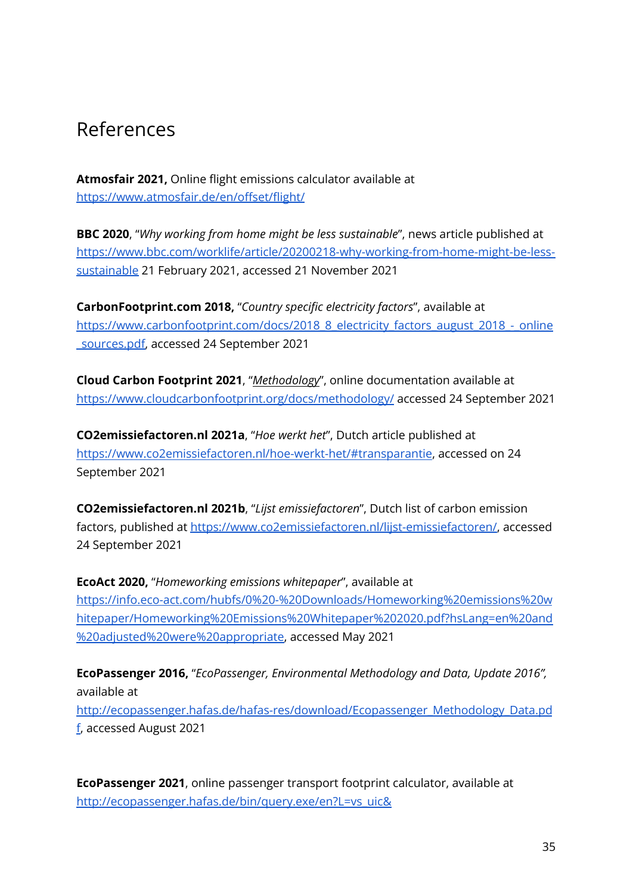# References

**Atmosfair 2021,** Online flight emissions calculator available at https://www.atmosfair.de/en/offset/flight/

**BBC 2020**, "*Why working from home might be less sustainable*", news article published at https://www.bbc.com/worklife/article/20200218-why-working-from-home-might-be-less-sustainable 21 February 2021, accessed 21 November 2021

**CarbonFootprint.com 2018,** "*Country specific electricity factors*", available at https://www.carbonfootprint.com/docs/2018_8_electricity_factors_august_2018_-_online_sources.pdf, accessed 24 September 2021

**Cloud Carbon Footprint 2021**, "*Methodology*", online documentation available at https://www.cloudcarbonfootprint.org/docs/methodology/ accessed 24 September 2021

**CO2emissiefactoren.nl 2021a**, "*Hoe werkt het*", Dutch article published at https://www.co2emissiefactoren.nl/hoe-werkt-het/#transparantie, accessed on 24 September 2021

**CO2emissiefactoren.nl 2021b**, "*Lijst emissiefactoren*", Dutch list of carbon emission factors, published at https://www.co2emissiefactoren.nl/lijst-emissiefactoren/, accessed 24 September 2021

**EcoAct 2020,** "*Homeworking emissions whitepaper*", available at https://info.eco-act.com/hubfs/0%20-%20Downloads/Homeworking%20emissions%20whitepaper/Homeworking%20Emissions%20Whitepaper%202020.pdf?hsLang=en%20and%20adjusted%20were%20appropriate, accessed May 2021

**EcoPassenger 2016,** "*EcoPassenger, Environmental Methodology and Data, Update 2016",* available at http://ecopassenger.hafas.de/hafas-res/download/Ecopassenger_Methodology_Data.pdf, accessed August 2021

**EcoPassenger 2021**, online passenger transport footprint calculator, available at http://ecopassenger.hafas.de/bin/query.exe/en?L=vs_uic&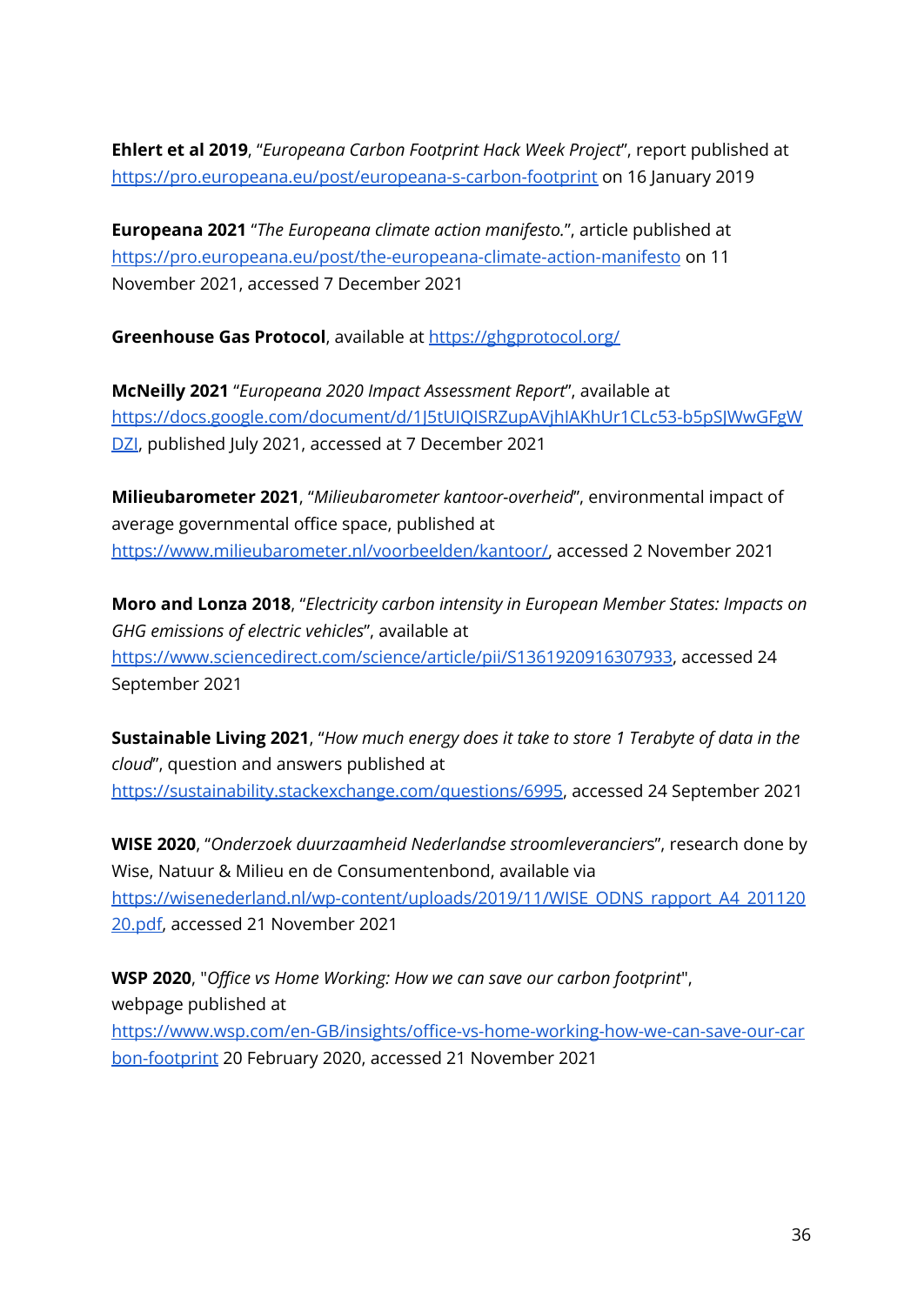**Ehlert et al 2019**, "*Europeana Carbon Footprint Hack Week Project*", report published at https://pro.europeana.eu/post/europeana-s-carbon-footprint on 16 January 2019

**Europeana 2021** "*The Europeana climate action manifesto.*", article published at https://pro.europeana.eu/post/the-europeana-climate-action-manifesto on 11 November 2021, accessed 7 December 2021

**Greenhouse Gas Protocol**, available at https://ghgprotocol.org/

**McNeilly 2021** "*Europeana 2020 Impact Assessment Report*", available at https://docs.google.com/document/d/1J5tUIQISRZupAVjhIAKhUr1CLc53-b5pSJWwGFgWDZI, published July 2021, accessed at 7 December 2021

**Milieubarometer 2021**, "*Milieubarometer kantoor-overheid*", environmental impact of average governmental office space, published at https://www.milieubarometer.nl/voorbeelden/kantoor/, accessed 2 November 2021

**Moro and Lonza 2018**, "*Electricity carbon intensity in European Member States: Impacts on GHG emissions of electric vehicles*", available at https://www.sciencedirect.com/science/article/pii/S1361920916307933, accessed 24 September 2021

**Sustainable Living 2021**, "*How much energy does it take to store 1 Terabyte of data in the cloud*", question and answers published at https://sustainability.stackexchange.com/questions/6995, accessed 24 September 2021

**WISE 2020**, "*Onderzoek duurzaamheid Nederlandse stroomleveranciers*", research done by Wise, Natuur & Milieu en de Consumentenbond, available via https://wisenederland.nl/wp-content/uploads/2019/11/WISE_ODNS_rapport_A4_20112020.pdf, accessed 21 November 2021

**WSP 2020**, "*Office vs Home Working: How we can save our carbon footprint*", webpage published at https://www.wsp.com/en-GB/insights/office-vs-home-working-how-we-can-save-our-carbon-footprint 20 February 2020, accessed 21 November 2021